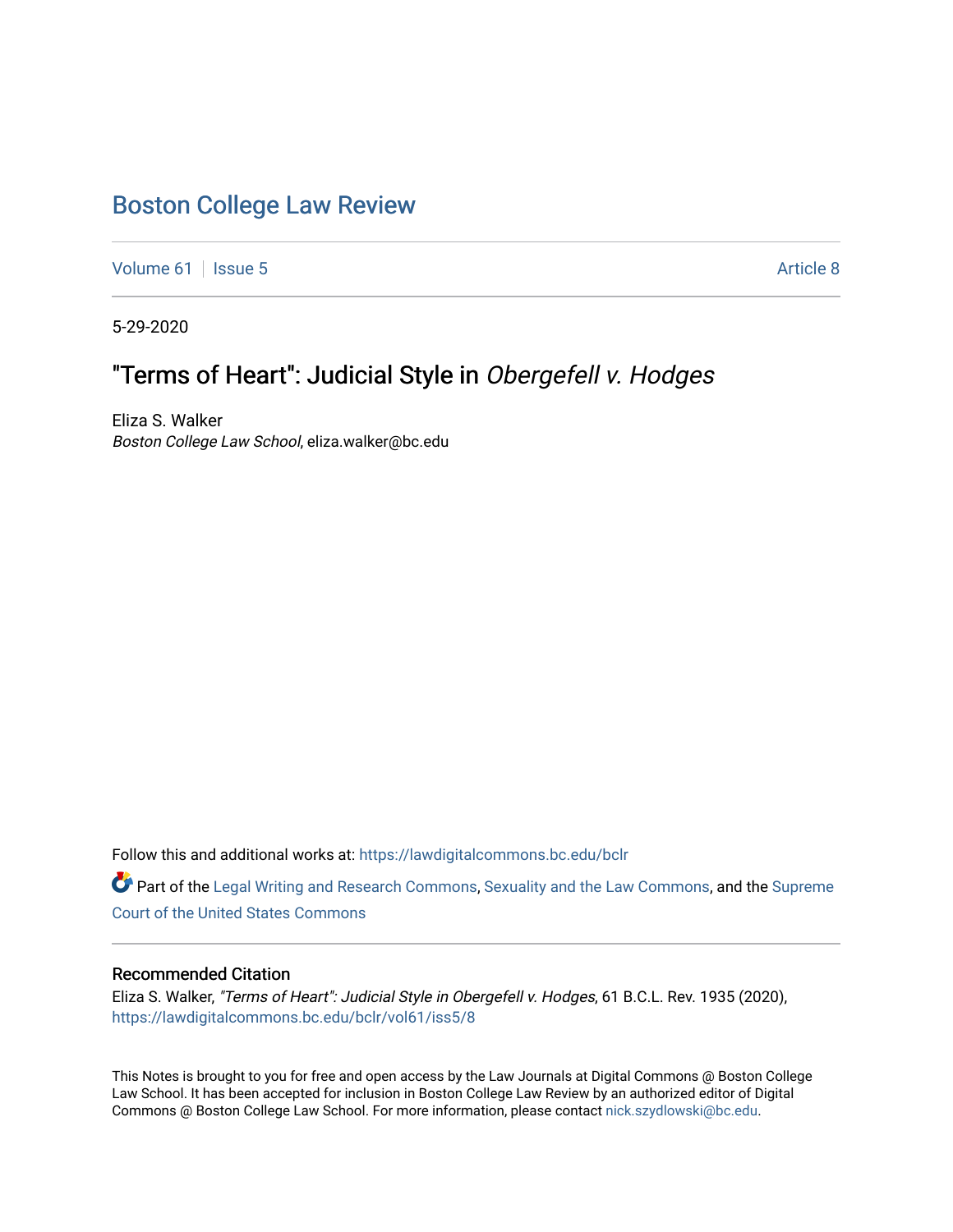# Boston College Law Review

Volume 61 | Issue 5 | Article 8

5-29-2020

## "Terms of Heart": Judicial Style in *Obergefell v. Hodges*

Eliza S. Walker
*Boston College Law School*, eliza.walker@bc.edu

Follow this and additional works at: https://lawdigitalcommons.bc.edu/bclr

Part of the Legal Writing and Research Commons, Sexuality and the Law Commons, and the Supreme Court of the United States Commons

### Recommended Citation

Eliza S. Walker, *"Terms of Heart": Judicial Style in Obergefell v. Hodges*, 61 B.C.L. Rev. 1935 (2020), https://lawdigitalcommons.bc.edu/bclr/vol61/iss5/8

This Notes is brought to you for free and open access by the Law Journals at Digital Commons @ Boston College Law School. It has been accepted for inclusion in Boston College Law Review by an authorized editor of Digital Commons @ Boston College Law School. For more information, please contact nick.szydlowski@bc.edu.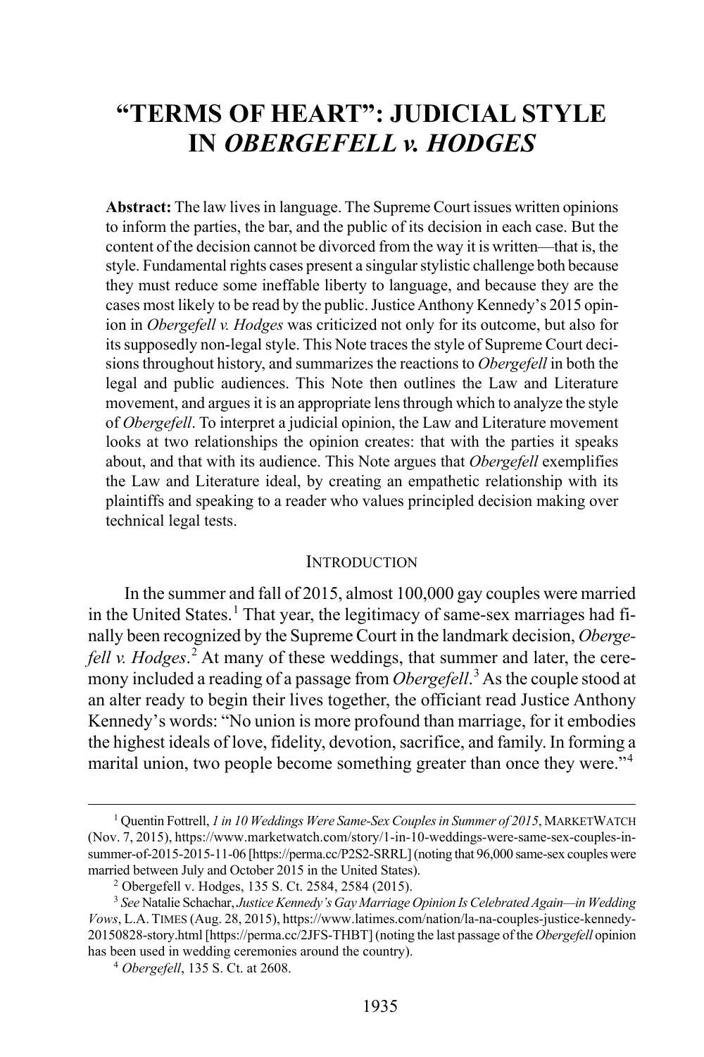# "TERMS OF HEART": JUDICIAL STYLE IN *OBERGEFELL v. HODGES*

**Abstract:** The law lives in language. The Supreme Court issues written opinions to inform the parties, the bar, and the public of its decision in each case. But the content of the decision cannot be divorced from the way it is written—that is, the style. Fundamental rights cases present a singular stylistic challenge both because they must reduce some ineffable liberty to language, and because they are the cases most likely to be read by the public. Justice Anthony Kennedy's 2015 opinion in *Obergefell v. Hodges* was criticized not only for its outcome, but also for its supposedly non-legal style. This Note traces the style of Supreme Court decisions throughout history, and summarizes the reactions to *Obergefell* in both the legal and public audiences. This Note then outlines the Law and Literature movement, and argues it is an appropriate lens through which to analyze the style of *Obergefell*. To interpret a judicial opinion, the Law and Literature movement looks at two relationships the opinion creates: that with the parties it speaks about, and that with its audience. This Note argues that *Obergefell* exemplifies the Law and Literature ideal, by creating an empathetic relationship with its plaintiffs and speaking to a reader who values principled decision making over technical legal tests.

## INTRODUCTION

In the summer and fall of 2015, almost 100,000 gay couples were married in the United States.[1] That year, the legitimacy of same-sex marriages had finally been recognized by the Supreme Court in the landmark decision, *Obergefell v. Hodges*.[2] At many of these weddings, that summer and later, the ceremony included a reading of a passage from *Obergefell*.[3] As the couple stood at an alter ready to begin their lives together, the officiant read Justice Anthony Kennedy's words: "No union is more profound than marriage, for it embodies the highest ideals of love, fidelity, devotion, sacrifice, and family. In forming a marital union, two people become something greater than once they were."[4]

---

[1] Quentin Fottrell, *1 in 10 Weddings Were Same-Sex Couples in Summer of 2015*, MARKETWATCH (Nov. 7, 2015), https://www.marketwatch.com/story/1-in-10-weddings-were-same-sex-couples-in-summer-of-2015-2015-11-06 [https://perma.cc/P2S2-SRRL] (noting that 96,000 same-sex couples were married between July and October 2015 in the United States).

[2] Obergefell v. Hodges, 135 S. Ct. 2584, 2584 (2015).

[3] *See* Natalie Schachar, *Justice Kennedy's Gay Marriage Opinion Is Celebrated Again—in Wedding Vows*, L.A. TIMES (Aug. 28, 2015), https://www.latimes.com/nation/la-na-couples-justice-kennedy-20150828-story.html [https://perma.cc/2JFS-THBT] (noting the last passage of the *Obergefell* opinion has been used in wedding ceremonies around the country).

[4] *Obergefell*, 135 S. Ct. at 2608.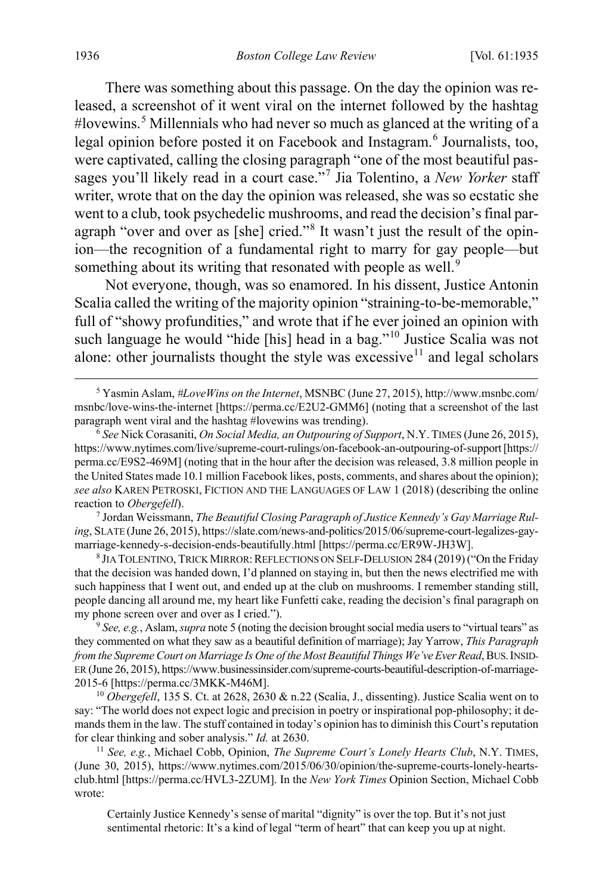There was something about this passage. On the day the opinion was released, a screenshot of it went viral on the internet followed by the hashtag #lovewins.[5] Millennials who had never so much as glanced at the writing of a legal opinion before posted it on Facebook and Instagram.[6] Journalists, too, were captivated, calling the closing paragraph "one of the most beautiful passages you'll likely read in a court case."[7] Jia Tolentino, a *New Yorker* staff writer, wrote that on the day the opinion was released, she was so ecstatic she went to a club, took psychedelic mushrooms, and read the decision's final paragraph "over and over as [she] cried."[8] It wasn't just the result of the opinion—the recognition of a fundamental right to marry for gay people—but something about its writing that resonated with people as well.[9]

Not everyone, though, was so enamored. In his dissent, Justice Antonin Scalia called the writing of the majority opinion "straining-to-be-memorable," full of "showy profundities," and wrote that if he ever joined an opinion with such language he would "hide [his] head in a bag."[10] Justice Scalia was not alone: other journalists thought the style was excessive[11] and legal scholars

---

[5] Yasmin Aslam, *#LoveWins on the Internet*, MSNBC (June 27, 2015), http://www.msnbc.com/msnbc/love-wins-the-internet [https://perma.cc/E2U2-GMM6] (noting that a screenshot of the last paragraph went viral and the hashtag #lovewins was trending).

[6] *See* Nick Corasaniti, *On Social Media, an Outpouring of Support*, N.Y. TIMES (June 26, 2015), https://www.nytimes.com/live/supreme-court-rulings/on-facebook-an-outpouring-of-support [https://perma.cc/E9S2-469M] (noting that in the hour after the decision was released, 3.8 million people in the United States made 10.1 million Facebook likes, posts, comments, and shares about the opinion); *see also* KAREN PETROSKI, FICTION AND THE LANGUAGES OF LAW 1 (2018) (describing the online reaction to *Obergefell*).

[7] Jordan Weissmann, *The Beautiful Closing Paragraph of Justice Kennedy's Gay Marriage Ruling*, SLATE (June 26, 2015), https://slate.com/news-and-politics/2015/06/supreme-court-legalizes-gay-marriage-kennedy-s-decision-ends-beautifully.html [https://perma.cc/ER9W-JH3W].

[8] JIA TOLENTINO, TRICK MIRROR: REFLECTIONS ON SELF-DELUSION 284 (2019) ("On the Friday that the decision was handed down, I'd planned on staying in, but then the news electrified me with such happiness that I went out, and ended up at the club on mushrooms. I remember standing still, people dancing all around me, my heart like Funfetti cake, reading the decision's final paragraph on my phone screen over and over as I cried.").

[9] *See, e.g.*, Aslam, *supra* note 5 (noting the decision brought social media users to "virtual tears" as they commented on what they saw as a beautiful definition of marriage); Jay Yarrow, *This Paragraph from the Supreme Court on Marriage Is One of the Most Beautiful Things We've Ever Read*, BUS. INSIDER (June 26, 2015), https://www.businessinsider.com/supreme-courts-beautiful-description-of-marriage-2015-6 [https://perma.cc/3MKK-M46M].

[10] *Obergefell*, 135 S. Ct. at 2628, 2630 & n.22 (Scalia, J., dissenting). Justice Scalia went on to say: "The world does not expect logic and precision in poetry or inspirational pop-philosophy; it demands them in the law. The stuff contained in today's opinion has to diminish this Court's reputation for clear thinking and sober analysis." *Id.* at 2630.

[11] *See, e.g.*, Michael Cobb, Opinion, *The Supreme Court's Lonely Hearts Club*, N.Y. TIMES, (June 30, 2015), https://www.nytimes.com/2015/06/30/opinion/the-supreme-courts-lonely-hearts-club.html [https://perma.cc/HVL3-2ZUM]. In the *New York Times* Opinion Section, Michael Cobb wrote:

> Certainly Justice Kennedy's sense of marital "dignity" is over the top. But it's not just sentimental rhetoric: It's a kind of legal "term of heart" that can keep you up at night.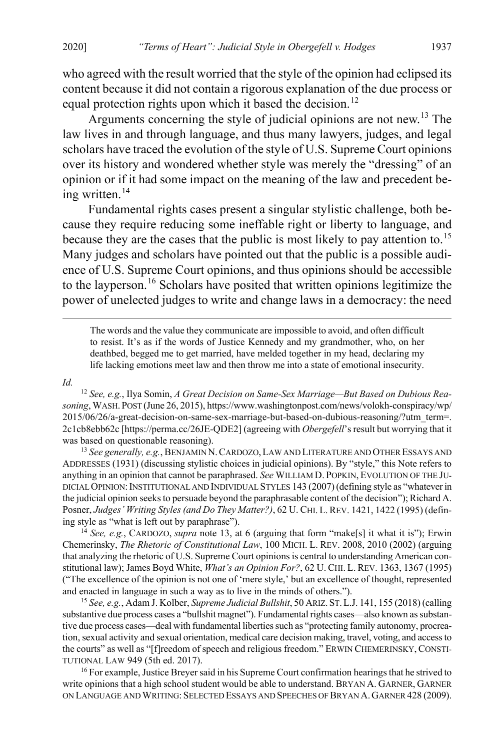who agreed with the result worried that the style of the opinion had eclipsed its content because it did not contain a rigorous explanation of the due process or equal protection rights upon which it based the decision.[12]

Arguments concerning the style of judicial opinions are not new.[13] The law lives in and through language, and thus many lawyers, judges, and legal scholars have traced the evolution of the style of U.S. Supreme Court opinions over its history and wondered whether style was merely the "dressing" of an opinion or if it had some impact on the meaning of the law and precedent being written.[14]

Fundamental rights cases present a singular stylistic challenge, both because they require reducing some ineffable right or liberty to language, and because they are the cases that the public is most likely to pay attention to.[15] Many judges and scholars have pointed out that the public is a possible audience of U.S. Supreme Court opinions, and thus opinions should be accessible to the layperson.[16] Scholars have posited that written opinions legitimize the power of unelected judges to write and change laws in a democracy: the need

> The words and the value they communicate are impossible to avoid, and often difficult to resist. It's as if the words of Justice Kennedy and my grandmother, who, on her deathbed, begged me to get married, have melded together in my head, declaring my life lacking emotions meet law and then throw me into a state of emotional insecurity.

*Id.*

[12] *See, e.g.*, Ilya Somin, *A Great Decision on Same-Sex Marriage—But Based on Dubious Reasoning*, WASH. POST (June 26, 2015), https://www.washingtonpost.com/news/volokh-conspiracy/wp/2015/06/26/a-great-decision-on-same-sex-marriage-but-based-on-dubious-reasoning/?utm_term=.2c1cb8ebb62c [https://perma.cc/26JE-QDE2] (agreeing with *Obergefell*'s result but worrying that it was based on questionable reasoning).

[13] *See generally, e.g.*, BENJAMIN N. CARDOZO, LAW AND LITERATURE AND OTHER ESSAYS AND ADDRESSES (1931) (discussing stylistic choices in judicial opinions). By "style," this Note refers to anything in an opinion that cannot be paraphrased. *See* WILLIAM D. POPKIN, EVOLUTION OF THE JUDICIAL OPINION: INSTITUTIONAL AND INDIVIDUAL STYLES 143 (2007) (defining style as "whatever in the judicial opinion seeks to persuade beyond the paraphrasable content of the decision"); Richard A. Posner, *Judges' Writing Styles (and Do They Matter?)*, 62 U. CHI. L. REV. 1421, 1422 (1995) (defining style as "what is left out by paraphrase").

[14] *See, e.g.*, CARDOZO, *supra* note 13, at 6 (arguing that form "make[s] it what it is"); Erwin Chemerinsky, *The Rhetoric of Constitutional Law*, 100 MICH. L. REV. 2008, 2010 (2002) (arguing that analyzing the rhetoric of U.S. Supreme Court opinions is central to understanding American constitutional law); James Boyd White, *What's an Opinion For?*, 62 U. CHI. L. REV. 1363, 1367 (1995) ("The excellence of the opinion is not one of 'mere style,' but an excellence of thought, represented and enacted in language in such a way as to live in the minds of others.").

[15] *See, e.g.*, Adam J. Kolber, *Supreme Judicial Bullshit*, 50 ARIZ. ST. L.J. 141, 155 (2018) (calling substantive due process cases a "bullshit magnet"). Fundamental rights cases—also known as substantive due process cases—deal with fundamental liberties such as "protecting family autonomy, procreation, sexual activity and sexual orientation, medical care decision making, travel, voting, and access to the courts" as well as "[f]reedom of speech and religious freedom." ERWIN CHEMERINSKY, CONSTITUTIONAL LAW 949 (5th ed. 2017).

[16] For example, Justice Breyer said in his Supreme Court confirmation hearings that he strived to write opinions that a high school student would be able to understand. BRYAN A. GARNER, GARNER ON LANGUAGE AND WRITING: SELECTED ESSAYS AND SPEECHES OF BRYAN A. GARNER 428 (2009).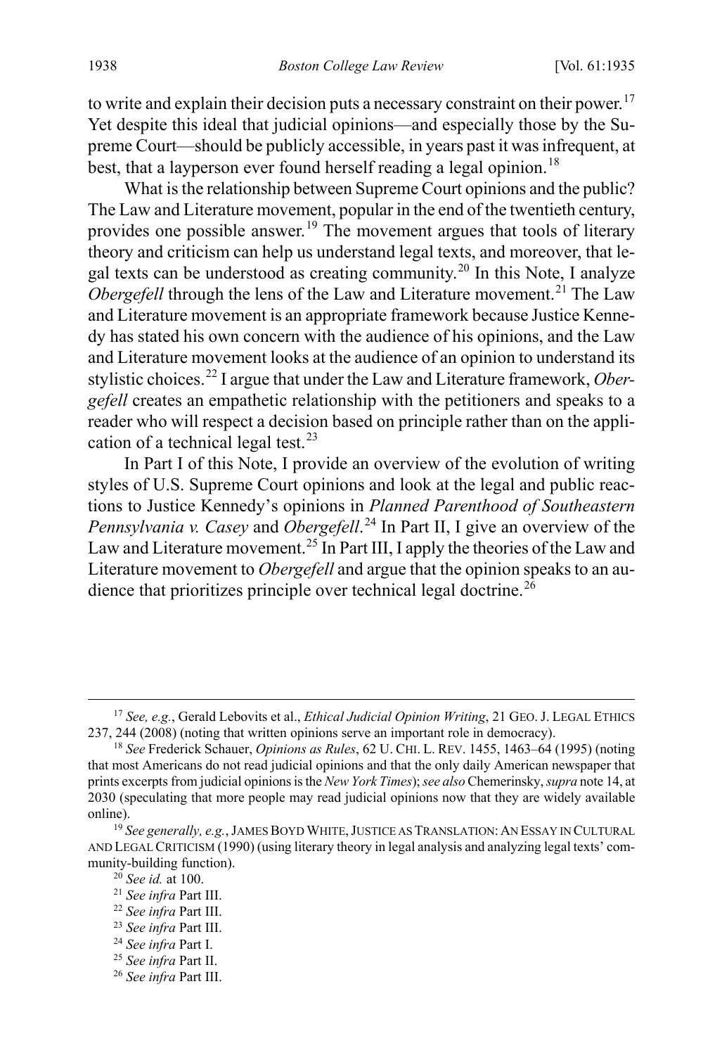to write and explain their decision puts a necessary constraint on their power.[17] Yet despite this ideal that judicial opinions—and especially those by the Supreme Court—should be publicly accessible, in years past it was infrequent, at best, that a layperson ever found herself reading a legal opinion.[18]

What is the relationship between Supreme Court opinions and the public? The Law and Literature movement, popular in the end of the twentieth century, provides one possible answer.[19] The movement argues that tools of literary theory and criticism can help us understand legal texts, and moreover, that legal texts can be understood as creating community.[20] In this Note, I analyze *Obergefell* through the lens of the Law and Literature movement.[21] The Law and Literature movement is an appropriate framework because Justice Kennedy has stated his own concern with the audience of his opinions, and the Law and Literature movement looks at the audience of an opinion to understand its stylistic choices.[22] I argue that under the Law and Literature framework, *Obergefell* creates an empathetic relationship with the petitioners and speaks to a reader who will respect a decision based on principle rather than on the application of a technical legal test.[23]

In Part I of this Note, I provide an overview of the evolution of writing styles of U.S. Supreme Court opinions and look at the legal and public reactions to Justice Kennedy's opinions in *Planned Parenthood of Southeastern Pennsylvania v. Casey* and *Obergefell*.[24] In Part II, I give an overview of the Law and Literature movement.[25] In Part III, I apply the theories of the Law and Literature movement to *Obergefell* and argue that the opinion speaks to an audience that prioritizes principle over technical legal doctrine.[26]

---

[17] *See, e.g.*, Gerald Lebovits et al., *Ethical Judicial Opinion Writing*, 21 GEO. J. LEGAL ETHICS 237, 244 (2008) (noting that written opinions serve an important role in democracy).

[18] *See* Frederick Schauer, *Opinions as Rules*, 62 U. CHI. L. REV. 1455, 1463–64 (1995) (noting that most Americans do not read judicial opinions and that the only daily American newspaper that prints excerpts from judicial opinions is the *New York Times*); *see also* Chemerinsky, *supra* note 14, at 2030 (speculating that more people may read judicial opinions now that they are widely available online).

[19] *See generally, e.g.*, JAMES BOYD WHITE, JUSTICE AS TRANSLATION: AN ESSAY IN CULTURAL AND LEGAL CRITICISM (1990) (using literary theory in legal analysis and analyzing legal texts' community-building function).

[20] *See id.* at 100.

[21] *See infra* Part III.

[22] *See infra* Part III.

[23] *See infra* Part III.

[24] *See infra* Part I.

[25] *See infra* Part II.

[26] *See infra* Part III.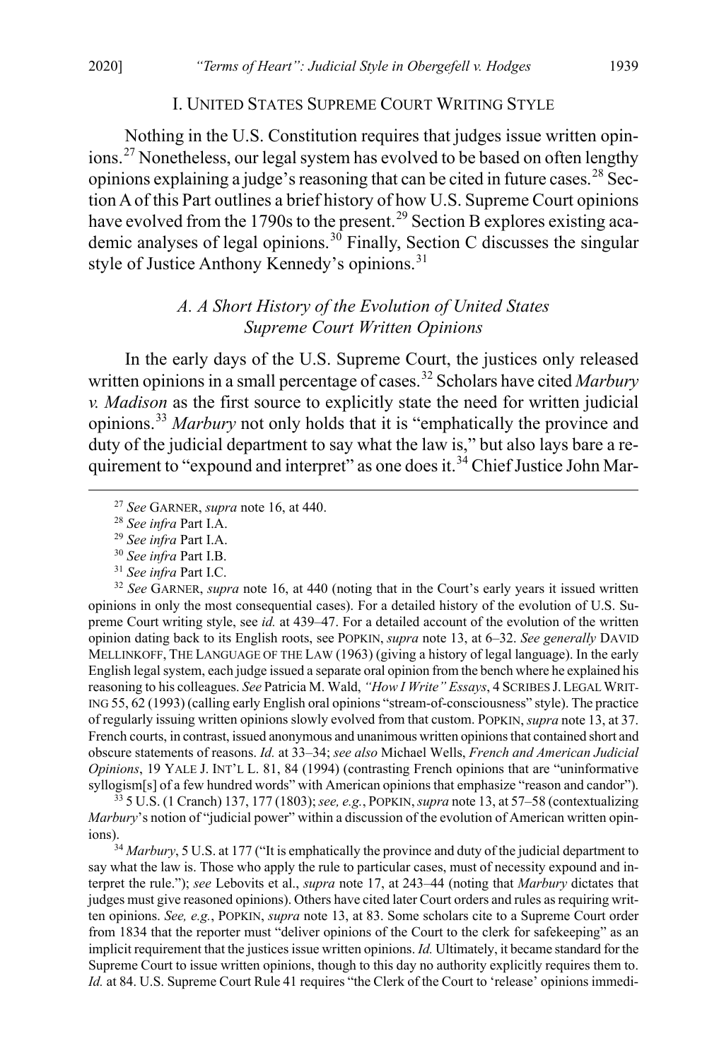## I. United States Supreme Court Writing Style

Nothing in the U.S. Constitution requires that judges issue written opinions.[27] Nonetheless, our legal system has evolved to be based on often lengthy opinions explaining a judge's reasoning that can be cited in future cases.[28] Section A of this Part outlines a brief history of how U.S. Supreme Court opinions have evolved from the 1790s to the present.[29] Section B explores existing academic analyses of legal opinions.[30] Finally, Section C discusses the singular style of Justice Anthony Kennedy's opinions.[31]

### *A. A Short History of the Evolution of United States Supreme Court Written Opinions*

In the early days of the U.S. Supreme Court, the justices only released written opinions in a small percentage of cases.[32] Scholars have cited *Marbury v. Madison* as the first source to explicitly state the need for written judicial opinions.[33] *Marbury* not only holds that it is "emphatically the province and duty of the judicial department to say what the law is," but also lays bare a requirement to "expound and interpret" as one does it.[34] Chief Justice John Mar-

---

[27] *See* Garner, *supra* note 16, at 440.

[28] *See infra* Part I.A.

[29] *See infra* Part I.A.

[30] *See infra* Part I.B.

[31] *See infra* Part I.C.

[32] *See* Garner, *supra* note 16, at 440 (noting that in the Court's early years it issued written opinions in only the most consequential cases). For a detailed history of the evolution of U.S. Supreme Court writing style, see *id.* at 439–47. For a detailed account of the evolution of the written opinion dating back to its English roots, see Popkin, *supra* note 13, at 6–32. *See generally* David Mellinkoff, The Language of the Law (1963) (giving a history of legal language). In the early English legal system, each judge issued a separate oral opinion from the bench where he explained his reasoning to his colleagues. *See* Patricia M. Wald, *"How I Write" Essays*, 4 Scribes J. Legal Writing 55, 62 (1993) (calling early English oral opinions "stream-of-consciousness" style). The practice of regularly issuing written opinions slowly evolved from that custom. Popkin, *supra* note 13, at 37. French courts, in contrast, issued anonymous and unanimous written opinions that contained short and obscure statements of reasons. *Id.* at 33–34; *see also* Michael Wells, *French and American Judicial Opinions*, 19 Yale J. Int'l L. 81, 84 (1994) (contrasting French opinions that are "uninformative syllogism[s] of a few hundred words" with American opinions that emphasize "reason and candor").

[33] 5 U.S. (1 Cranch) 137, 177 (1803); *see, e.g.*, Popkin, *supra* note 13, at 57–58 (contextualizing *Marbury*'s notion of "judicial power" within a discussion of the evolution of American written opinions).

[34] *Marbury*, 5 U.S. at 177 ("It is emphatically the province and duty of the judicial department to say what the law is. Those who apply the rule to particular cases, must of necessity expound and interpret the rule."); *see* Lebovits et al., *supra* note 17, at 243–44 (noting that *Marbury* dictates that judges must give reasoned opinions). Others have cited later Court orders and rules as requiring written opinions. *See, e.g.*, Popkin, *supra* note 13, at 83. Some scholars cite to a Supreme Court order from 1834 that the reporter must "deliver opinions of the Court to the clerk for safekeeping" as an implicit requirement that the justices issue written opinions. *Id.* Ultimately, it became standard for the Supreme Court to issue written opinions, though to this day no authority explicitly requires them to. *Id.* at 84. U.S. Supreme Court Rule 41 requires "the Clerk of the Court to 'release' opinions immedi-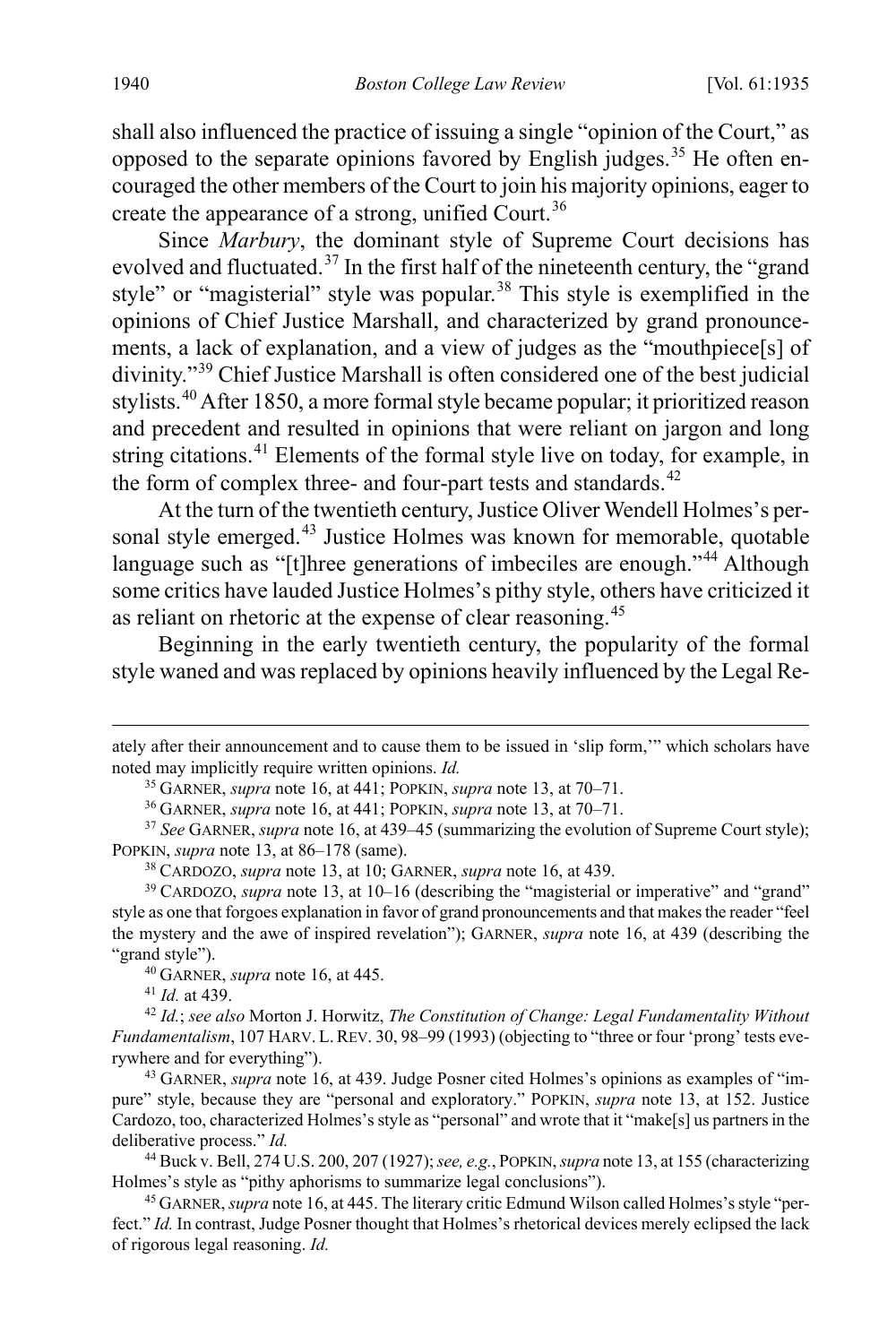shall also influenced the practice of issuing a single "opinion of the Court," as opposed to the separate opinions favored by English judges.[35] He often encouraged the other members of the Court to join his majority opinions, eager to create the appearance of a strong, unified Court.[36]

Since *Marbury*, the dominant style of Supreme Court decisions has evolved and fluctuated.[37] In the first half of the nineteenth century, the "grand style" or "magisterial" style was popular.[38] This style is exemplified in the opinions of Chief Justice Marshall, and characterized by grand pronouncements, a lack of explanation, and a view of judges as the "mouthpiece[s] of divinity."[39] Chief Justice Marshall is often considered one of the best judicial stylists.[40] After 1850, a more formal style became popular; it prioritized reason and precedent and resulted in opinions that were reliant on jargon and long string citations.[41] Elements of the formal style live on today, for example, in the form of complex three- and four-part tests and standards.[42]

At the turn of the twentieth century, Justice Oliver Wendell Holmes's personal style emerged.[43] Justice Holmes was known for memorable, quotable language such as "[t]hree generations of imbeciles are enough."[44] Although some critics have lauded Justice Holmes's pithy style, others have criticized it as reliant on rhetoric at the expense of clear reasoning.[45]

Beginning in the early twentieth century, the popularity of the formal style waned and was replaced by opinions heavily influenced by the Legal Re-

---

ately after their announcement and to cause them to be issued in 'slip form,'" which scholars have noted may implicitly require written opinions. *Id.*

[35] GARNER, *supra* note 16, at 441; POPKIN, *supra* note 13, at 70–71.

[36] GARNER, *supra* note 16, at 441; POPKIN, *supra* note 13, at 70–71.

[37] *See* GARNER, *supra* note 16, at 439–45 (summarizing the evolution of Supreme Court style); POPKIN, *supra* note 13, at 86–178 (same).

[38] CARDOZO, *supra* note 13, at 10; GARNER, *supra* note 16, at 439.

[39] CARDOZO, *supra* note 13, at 10–16 (describing the "magisterial or imperative" and "grand" style as one that forgoes explanation in favor of grand pronouncements and that makes the reader "feel the mystery and the awe of inspired revelation"); GARNER, *supra* note 16, at 439 (describing the "grand style").

[40] GARNER, *supra* note 16, at 445.

[41] *Id.* at 439.

[42] *Id.*; *see also* Morton J. Horwitz, *The Constitution of Change: Legal Fundamentality Without Fundamentalism*, 107 HARV. L. REV. 30, 98–99 (1993) (objecting to "three or four 'prong' tests everywhere and for everything").

[43] GARNER, *supra* note 16, at 439. Judge Posner cited Holmes's opinions as examples of "impure" style, because they are "personal and exploratory." POPKIN, *supra* note 13, at 152. Justice Cardozo, too, characterized Holmes's style as "personal" and wrote that it "make[s] us partners in the deliberative process." *Id.*

[44] Buck v. Bell, 274 U.S. 200, 207 (1927); *see, e.g.*, POPKIN, *supra* note 13, at 155 (characterizing Holmes's style as "pithy aphorisms to summarize legal conclusions").

[45] GARNER, *supra* note 16, at 445. The literary critic Edmund Wilson called Holmes's style "perfect." *Id.* In contrast, Judge Posner thought that Holmes's rhetorical devices merely eclipsed the lack of rigorous legal reasoning. *Id.*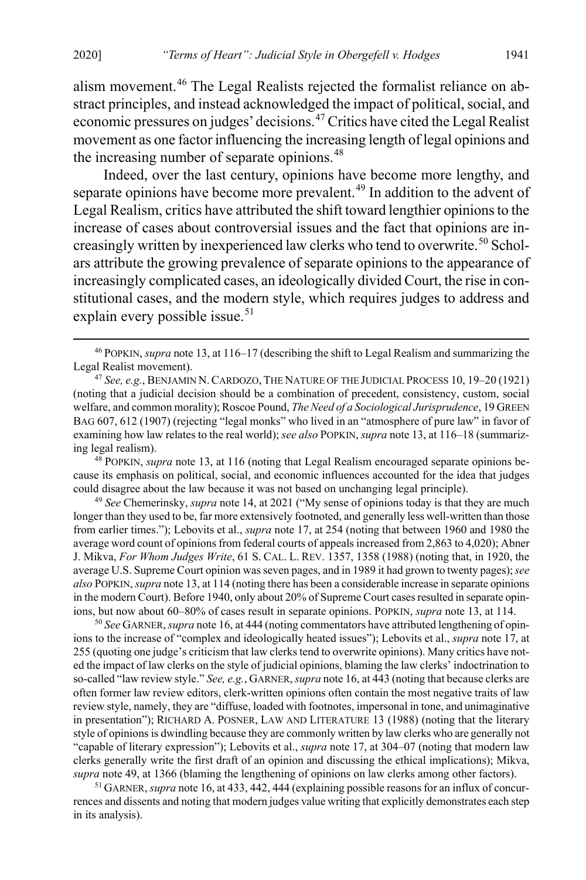alism movement.[46] The Legal Realists rejected the formalist reliance on abstract principles, and instead acknowledged the impact of political, social, and economic pressures on judges' decisions.[47] Critics have cited the Legal Realist movement as one factor influencing the increasing length of legal opinions and the increasing number of separate opinions.[48]

Indeed, over the last century, opinions have become more lengthy, and separate opinions have become more prevalent.[49] In addition to the advent of Legal Realism, critics have attributed the shift toward lengthier opinions to the increase of cases about controversial issues and the fact that opinions are increasingly written by inexperienced law clerks who tend to overwrite.[50] Scholars attribute the growing prevalence of separate opinions to the appearance of increasingly complicated cases, an ideologically divided Court, the rise in constitutional cases, and the modern style, which requires judges to address and explain every possible issue.[51]

---

[46] POPKIN, *supra* note 13, at 116–17 (describing the shift to Legal Realism and summarizing the Legal Realist movement).

[47] *See, e.g.*, BENJAMIN N. CARDOZO, THE NATURE OF THE JUDICIAL PROCESS 10, 19–20 (1921) (noting that a judicial decision should be a combination of precedent, consistency, custom, social welfare, and common morality); Roscoe Pound, *The Need of a Sociological Jurisprudence*, 19 GREEN BAG 607, 612 (1907) (rejecting "legal monks" who lived in an "atmosphere of pure law" in favor of examining how law relates to the real world); *see also* POPKIN, *supra* note 13, at 116–18 (summarizing legal realism).

[48] POPKIN, *supra* note 13, at 116 (noting that Legal Realism encouraged separate opinions because its emphasis on political, social, and economic influences accounted for the idea that judges could disagree about the law because it was not based on unchanging legal principle).

[49] *See* Chemerinsky, *supra* note 14, at 2021 ("My sense of opinions today is that they are much longer than they used to be, far more extensively footnoted, and generally less well-written than those from earlier times."); Lebovits et al., *supra* note 17, at 254 (noting that between 1960 and 1980 the average word count of opinions from federal courts of appeals increased from 2,863 to 4,020); Abner J. Mikva, *For Whom Judges Write*, 61 S. CAL. L. REV. 1357, 1358 (1988) (noting that, in 1920, the average U.S. Supreme Court opinion was seven pages, and in 1989 it had grown to twenty pages); *see also* POPKIN, *supra* note 13, at 114 (noting there has been a considerable increase in separate opinions in the modern Court). Before 1940, only about 20% of Supreme Court cases resulted in separate opinions, but now about 60–80% of cases result in separate opinions. POPKIN, *supra* note 13, at 114.

[50] *See* GARNER, *supra* note 16, at 444 (noting commentators have attributed lengthening of opinions to the increase of "complex and ideologically heated issues"); Lebovits et al., *supra* note 17, at 255 (quoting one judge's criticism that law clerks tend to overwrite opinions). Many critics have noted the impact of law clerks on the style of judicial opinions, blaming the law clerks' indoctrination to so-called "law review style." *See, e.g.*, GARNER, *supra* note 16, at 443 (noting that because clerks are often former law review editors, clerk-written opinions often contain the most negative traits of law review style, namely, they are "diffuse, loaded with footnotes, impersonal in tone, and unimaginative in presentation"); RICHARD A. POSNER, LAW AND LITERATURE 13 (1988) (noting that the literary style of opinions is dwindling because they are commonly written by law clerks who are generally not "capable of literary expression"); Lebovits et al., *supra* note 17, at 304–07 (noting that modern law clerks generally write the first draft of an opinion and discussing the ethical implications); Mikva, *supra* note 49, at 1366 (blaming the lengthening of opinions on law clerks among other factors).

[51] GARNER, *supra* note 16, at 433, 442, 444 (explaining possible reasons for an influx of concurrences and dissents and noting that modern judges value writing that explicitly demonstrates each step in its analysis).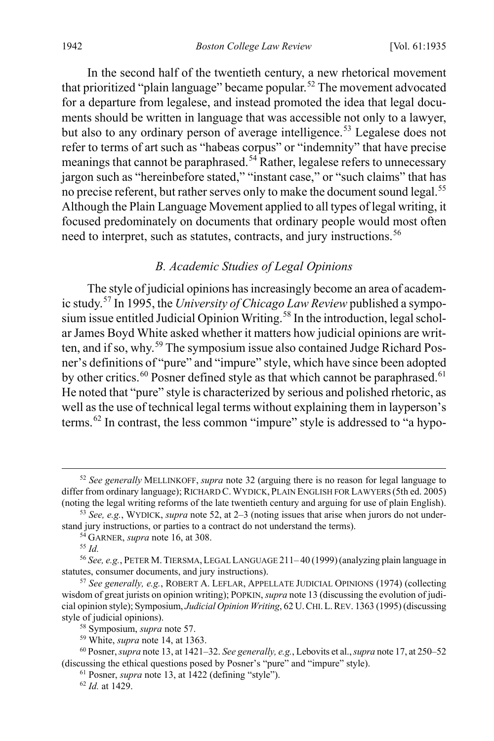In the second half of the twentieth century, a new rhetorical movement that prioritized "plain language" became popular.[52] The movement advocated for a departure from legalese, and instead promoted the idea that legal documents should be written in language that was accessible not only to a lawyer, but also to any ordinary person of average intelligence.[53] Legalese does not refer to terms of art such as "habeas corpus" or "indemnity" that have precise meanings that cannot be paraphrased.[54] Rather, legalese refers to unnecessary jargon such as "hereinbefore stated," "instant case," or "such claims" that has no precise referent, but rather serves only to make the document sound legal.[55] Although the Plain Language Movement applied to all types of legal writing, it focused predominately on documents that ordinary people would most often need to interpret, such as statutes, contracts, and jury instructions.[56]

### B. Academic Studies of Legal Opinions

The style of judicial opinions has increasingly become an area of academic study.[57] In 1995, the *University of Chicago Law Review* published a symposium issue entitled Judicial Opinion Writing.[58] In the introduction, legal scholar James Boyd White asked whether it matters how judicial opinions are written, and if so, why.[59] The symposium issue also contained Judge Richard Posner's definitions of "pure" and "impure" style, which have since been adopted by other critics.[60] Posner defined style as that which cannot be paraphrased.[61] He noted that "pure" style is characterized by serious and polished rhetoric, as well as the use of technical legal terms without explaining them in layperson's terms.[62] In contrast, the less common "impure" style is addressed to "a hypo-

---

[52] *See generally* MELLINKOFF, *supra* note 32 (arguing there is no reason for legal language to differ from ordinary language); RICHARD C. WYDICK, PLAIN ENGLISH FOR LAWYERS (5th ed. 2005) (noting the legal writing reforms of the late twentieth century and arguing for use of plain English).

[53] *See, e.g.*, WYDICK, *supra* note 52, at 2–3 (noting issues that arise when jurors do not understand jury instructions, or parties to a contract do not understand the terms).

[54] GARNER, *supra* note 16, at 308.

[55] *Id.*

[56] *See, e.g.*, PETER M. TIERSMA, LEGAL LANGUAGE 211–40 (1999) (analyzing plain language in statutes, consumer documents, and jury instructions).

[57] *See generally, e.g.*, ROBERT A. LEFLAR, APPELLATE JUDICIAL OPINIONS (1974) (collecting wisdom of great jurists on opinion writing); POPKIN, *supra* note 13 (discussing the evolution of judicial opinion style); Symposium, *Judicial Opinion Writing*, 62 U. CHI. L. REV. 1363 (1995) (discussing style of judicial opinions).

[58] Symposium, *supra* note 57.

[59] White, *supra* note 14, at 1363.

[60] Posner, *supra* note 13, at 1421–32. *See generally, e.g.*, Lebovits et al., *supra* note 17, at 250–52 (discussing the ethical questions posed by Posner's "pure" and "impure" style).

[61] Posner, *supra* note 13, at 1422 (defining "style").

[62] *Id.* at 1429.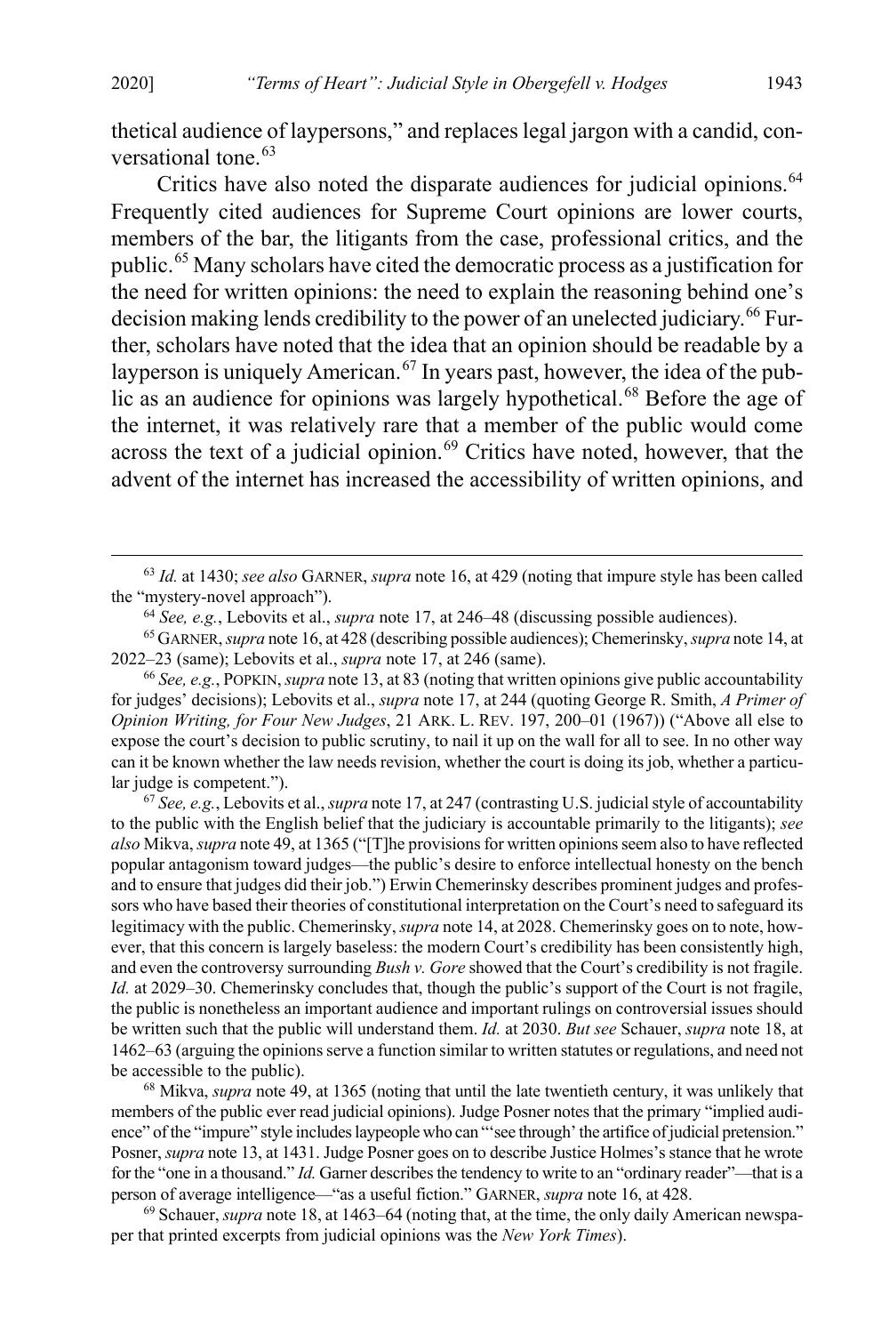thetical audience of laypersons," and replaces legal jargon with a candid, conversational tone.[63]

Critics have also noted the disparate audiences for judicial opinions.[64] Frequently cited audiences for Supreme Court opinions are lower courts, members of the bar, the litigants from the case, professional critics, and the public.[65] Many scholars have cited the democratic process as a justification for the need for written opinions: the need to explain the reasoning behind one's decision making lends credibility to the power of an unelected judiciary.[66] Further, scholars have noted that the idea that an opinion should be readable by a layperson is uniquely American.[67] In years past, however, the idea of the public as an audience for opinions was largely hypothetical.[68] Before the age of the internet, it was relatively rare that a member of the public would come across the text of a judicial opinion.[69] Critics have noted, however, that the advent of the internet has increased the accessibility of written opinions, and

---

[63] *Id.* at 1430; *see also* GARNER, *supra* note 16, at 429 (noting that impure style has been called the "mystery-novel approach").

[64] *See, e.g.*, Lebovits et al., *supra* note 17, at 246–48 (discussing possible audiences).

[65] GARNER, *supra* note 16, at 428 (describing possible audiences); Chemerinsky, *supra* note 14, at 2022–23 (same); Lebovits et al., *supra* note 17, at 246 (same).

[66] *See, e.g.*, POPKIN, *supra* note 13, at 83 (noting that written opinions give public accountability for judges' decisions); Lebovits et al., *supra* note 17, at 244 (quoting George R. Smith, *A Primer of Opinion Writing, for Four New Judges*, 21 ARK. L. REV. 197, 200–01 (1967)) ("Above all else to expose the court's decision to public scrutiny, to nail it up on the wall for all to see. In no other way can it be known whether the law needs revision, whether the court is doing its job, whether a particular judge is competent.").

[67] *See, e.g.*, Lebovits et al., *supra* note 17, at 247 (contrasting U.S. judicial style of accountability to the public with the English belief that the judiciary is accountable primarily to the litigants); *see also* Mikva, *supra* note 49, at 1365 ("[T]he provisions for written opinions seem also to have reflected popular antagonism toward judges—the public's desire to enforce intellectual honesty on the bench and to ensure that judges did their job.") Erwin Chemerinsky describes prominent judges and professors who have based their theories of constitutional interpretation on the Court's need to safeguard its legitimacy with the public. Chemerinsky, *supra* note 14, at 2028. Chemerinsky goes on to note, however, that this concern is largely baseless: the modern Court's credibility has been consistently high, and even the controversy surrounding *Bush v. Gore* showed that the Court's credibility is not fragile. *Id.* at 2029–30. Chemerinsky concludes that, though the public's support of the Court is not fragile, the public is nonetheless an important audience and important rulings on controversial issues should be written such that the public will understand them. *Id.* at 2030. *But see* Schauer, *supra* note 18, at 1462–63 (arguing the opinions serve a function similar to written statutes or regulations, and need not be accessible to the public).

[68] Mikva, *supra* note 49, at 1365 (noting that until the late twentieth century, it was unlikely that members of the public ever read judicial opinions). Judge Posner notes that the primary "implied audience" of the "impure" style includes laypeople who can "'see through' the artifice of judicial pretension." Posner, *supra* note 13, at 1431. Judge Posner goes on to describe Justice Holmes's stance that he wrote for the "one in a thousand." *Id.* Garner describes the tendency to write to an "ordinary reader"—that is a person of average intelligence—"as a useful fiction." GARNER, *supra* note 16, at 428.

[69] Schauer, *supra* note 18, at 1463–64 (noting that, at the time, the only daily American newspaper that printed excerpts from judicial opinions was the *New York Times*).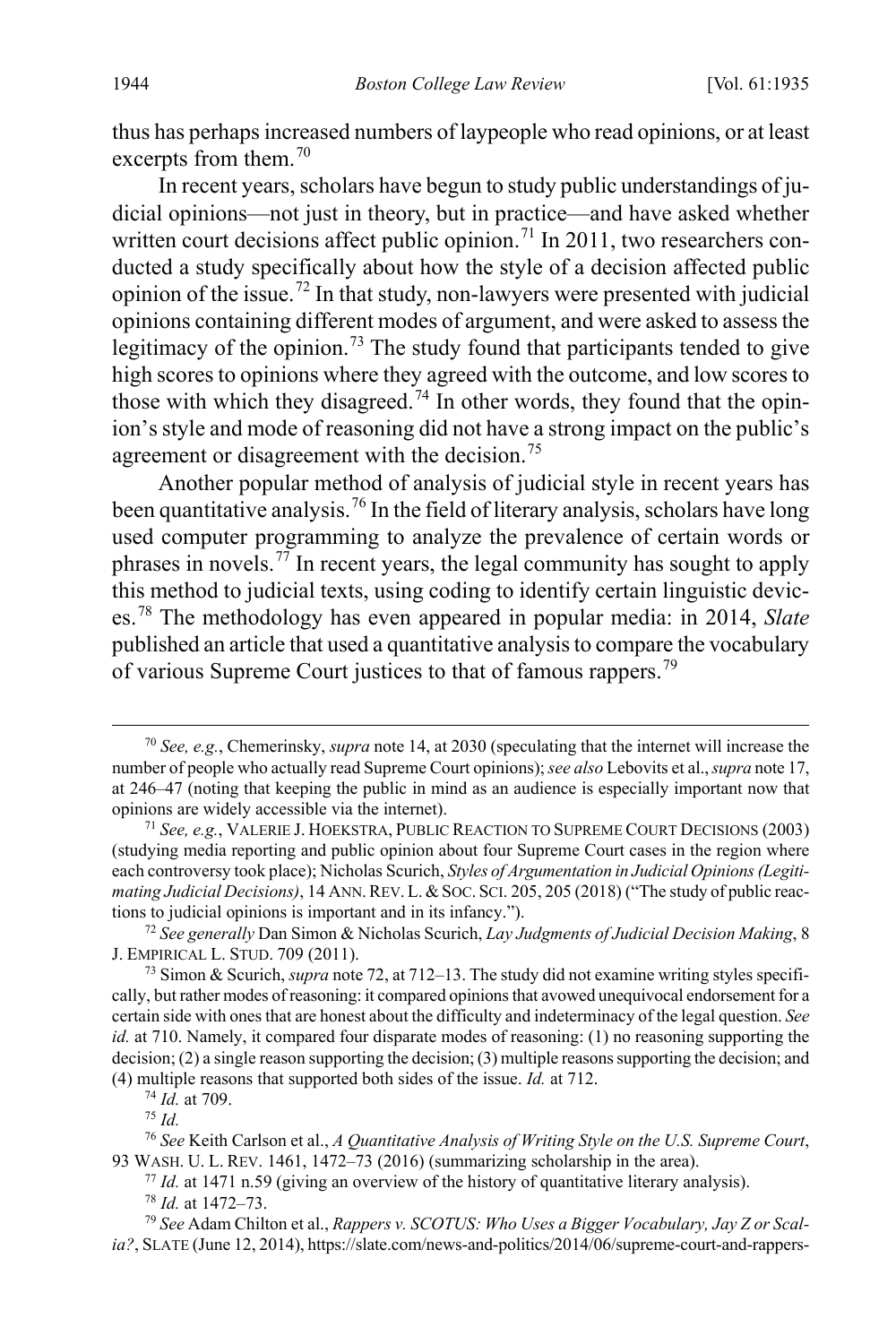thus has perhaps increased numbers of laypeople who read opinions, or at least excerpts from them.[70]

In recent years, scholars have begun to study public understandings of judicial opinions—not just in theory, but in practice—and have asked whether written court decisions affect public opinion.[71] In 2011, two researchers conducted a study specifically about how the style of a decision affected public opinion of the issue.[72] In that study, non-lawyers were presented with judicial opinions containing different modes of argument, and were asked to assess the legitimacy of the opinion.[73] The study found that participants tended to give high scores to opinions where they agreed with the outcome, and low scores to those with which they disagreed.[74] In other words, they found that the opinion's style and mode of reasoning did not have a strong impact on the public's agreement or disagreement with the decision.[75]

Another popular method of analysis of judicial style in recent years has been quantitative analysis.[76] In the field of literary analysis, scholars have long used computer programming to analyze the prevalence of certain words or phrases in novels.[77] In recent years, the legal community has sought to apply this method to judicial texts, using coding to identify certain linguistic devices.[78] The methodology has even appeared in popular media: in 2014, *Slate* published an article that used a quantitative analysis to compare the vocabulary of various Supreme Court justices to that of famous rappers.[79]

---

[70] *See, e.g.*, Chemerinsky, *supra* note 14, at 2030 (speculating that the internet will increase the number of people who actually read Supreme Court opinions); *see also* Lebovits et al., *supra* note 17, at 246–47 (noting that keeping the public in mind as an audience is especially important now that opinions are widely accessible via the internet).

[71] *See, e.g.*, VALERIE J. HOEKSTRA, PUBLIC REACTION TO SUPREME COURT DECISIONS (2003) (studying media reporting and public opinion about four Supreme Court cases in the region where each controversy took place); Nicholas Scurich, *Styles of Argumentation in Judicial Opinions (Legitimating Judicial Decisions)*, 14 ANN. REV. L. & SOC. SCI. 205, 205 (2018) ("The study of public reactions to judicial opinions is important and in its infancy.").

[72] *See generally* Dan Simon & Nicholas Scurich, *Lay Judgments of Judicial Decision Making*, 8 J. EMPIRICAL L. STUD. 709 (2011).

[73] Simon & Scurich, *supra* note 72, at 712–13. The study did not examine writing styles specifically, but rather modes of reasoning: it compared opinions that avowed unequivocal endorsement for a certain side with ones that are honest about the difficulty and indeterminacy of the legal question. *See id.* at 710. Namely, it compared four disparate modes of reasoning: (1) no reasoning supporting the decision; (2) a single reason supporting the decision; (3) multiple reasons supporting the decision; and (4) multiple reasons that supported both sides of the issue. *Id.* at 712.

[74] *Id.* at 709.

[75] *Id.*

[76] *See* Keith Carlson et al., *A Quantitative Analysis of Writing Style on the U.S. Supreme Court*, 93 WASH. U. L. REV. 1461, 1472–73 (2016) (summarizing scholarship in the area).

[77] *Id.* at 1471 n.59 (giving an overview of the history of quantitative literary analysis).

[78] *Id.* at 1472–73.

[79] *See* Adam Chilton et al., *Rappers v. SCOTUS: Who Uses a Bigger Vocabulary, Jay Z or Scalia?*, SLATE (June 12, 2014), https://slate.com/news-and-politics/2014/06/supreme-court-and-rappers-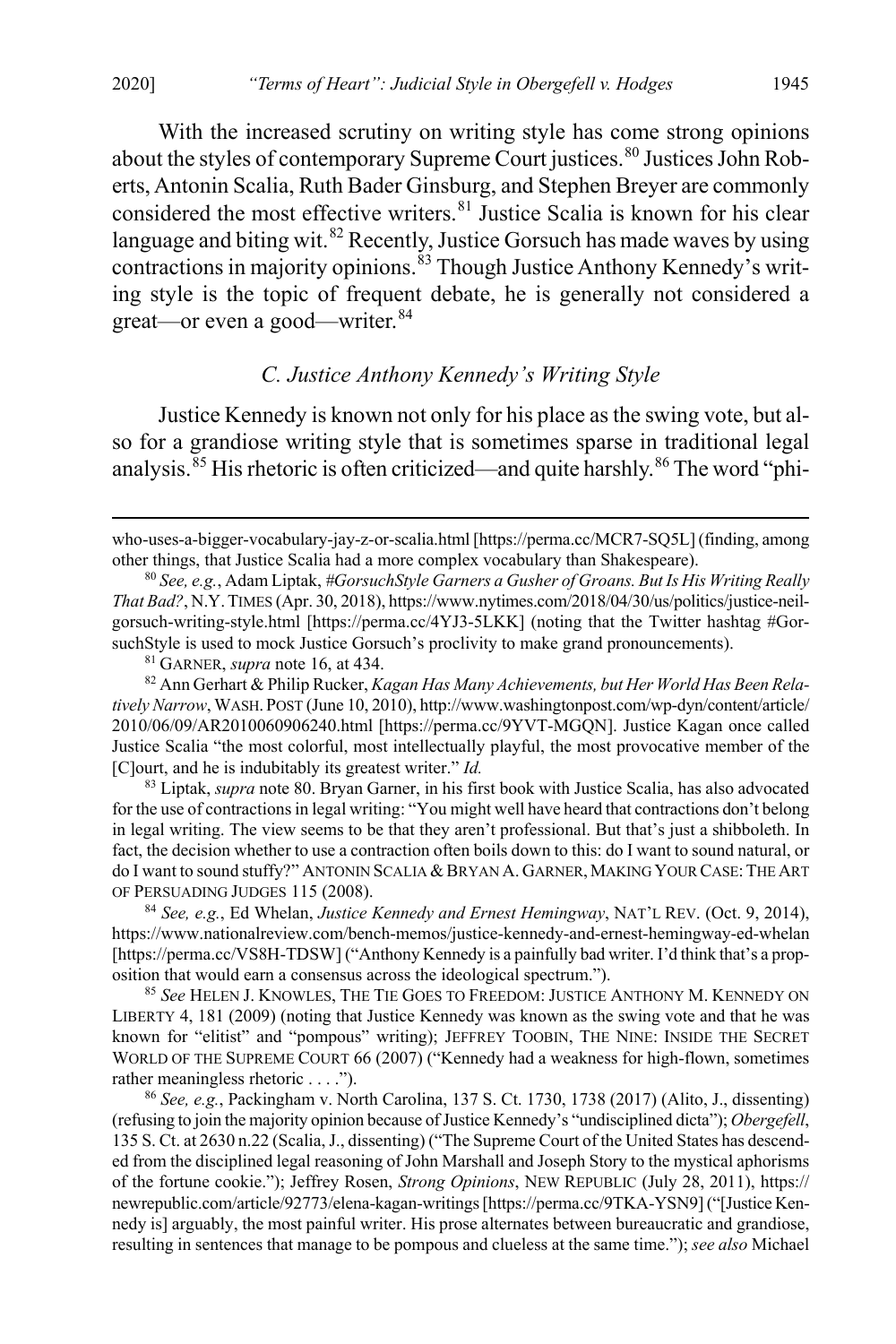With the increased scrutiny on writing style has come strong opinions about the styles of contemporary Supreme Court justices.[80] Justices John Roberts, Antonin Scalia, Ruth Bader Ginsburg, and Stephen Breyer are commonly considered the most effective writers.[81] Justice Scalia is known for his clear language and biting wit.[82] Recently, Justice Gorsuch has made waves by using contractions in majority opinions.[83] Though Justice Anthony Kennedy's writing style is the topic of frequent debate, he is generally not considered a great—or even a good—writer.[84]

### *C. Justice Anthony Kennedy's Writing Style*

Justice Kennedy is known not only for his place as the swing vote, but also for a grandiose writing style that is sometimes sparse in traditional legal analysis.[85] His rhetoric is often criticized—and quite harshly.[86] The word "phi-

---

who-uses-a-bigger-vocabulary-jay-z-or-scalia.html [https://perma.cc/MCR7-SQ5L] (finding, among other things, that Justice Scalia had a more complex vocabulary than Shakespeare).

[80] *See, e.g.*, Adam Liptak, *#GorsuchStyle Garners a Gusher of Groans. But Is His Writing Really That Bad?*, N.Y. TIMES (Apr. 30, 2018), https://www.nytimes.com/2018/04/30/us/politics/justice-neil-gorsuch-writing-style.html [https://perma.cc/4YJ3-5LKK] (noting that the Twitter hashtag #GorsuchStyle is used to mock Justice Gorsuch's proclivity to make grand pronouncements).

[81] GARNER, *supra* note 16, at 434.

[82] Ann Gerhart & Philip Rucker, *Kagan Has Many Achievements, but Her World Has Been Relatively Narrow*, WASH. POST (June 10, 2010), http://www.washingtonpost.com/wp-dyn/content/article/2010/06/09/AR2010060906240.html [https://perma.cc/9YVT-MGQN]. Justice Kagan once called Justice Scalia "the most colorful, most intellectually playful, the most provocative member of the [C]ourt, and he is indubitably its greatest writer." *Id.*

[83] Liptak, *supra* note 80. Bryan Garner, in his first book with Justice Scalia, has also advocated for the use of contractions in legal writing: "You might well have heard that contractions don't belong in legal writing. The view seems to be that they aren't professional. But that's just a shibboleth. In fact, the decision whether to use a contraction often boils down to this: do I want to sound natural, or do I want to sound stuffy?" ANTONIN SCALIA & BRYAN A. GARNER, MAKING YOUR CASE: THE ART OF PERSUADING JUDGES 115 (2008).

[84] *See, e.g.*, Ed Whelan, *Justice Kennedy and Ernest Hemingway*, NAT'L REV. (Oct. 9, 2014), https://www.nationalreview.com/bench-memos/justice-kennedy-and-ernest-hemingway-ed-whelan [https://perma.cc/VS8H-TDSW] ("Anthony Kennedy is a painfully bad writer. I'd think that's a proposition that would earn a consensus across the ideological spectrum.").

[85] *See* HELEN J. KNOWLES, THE TIE GOES TO FREEDOM: JUSTICE ANTHONY M. KENNEDY ON LIBERTY 4, 181 (2009) (noting that Justice Kennedy was known as the swing vote and that he was known for "elitist" and "pompous" writing); JEFFREY TOOBIN, THE NINE: INSIDE THE SECRET WORLD OF THE SUPREME COURT 66 (2007) ("Kennedy had a weakness for high-flown, sometimes rather meaningless rhetoric . . . .").

[86] *See, e.g.*, Packingham v. North Carolina, 137 S. Ct. 1730, 1738 (2017) (Alito, J., dissenting) (refusing to join the majority opinion because of Justice Kennedy's "undisciplined dicta"); *Obergefell*, 135 S. Ct. at 2630 n.22 (Scalia, J., dissenting) ("The Supreme Court of the United States has descended from the disciplined legal reasoning of John Marshall and Joseph Story to the mystical aphorisms of the fortune cookie."); Jeffrey Rosen, *Strong Opinions*, NEW REPUBLIC (July 28, 2011), https://newrepublic.com/article/92773/elena-kagan-writings [https://perma.cc/9TKA-YSN9] ("[Justice Kennedy is] arguably, the most painful writer. His prose alternates between bureaucratic and grandiose, resulting in sentences that manage to be pompous and clueless at the same time."); *see also* Michael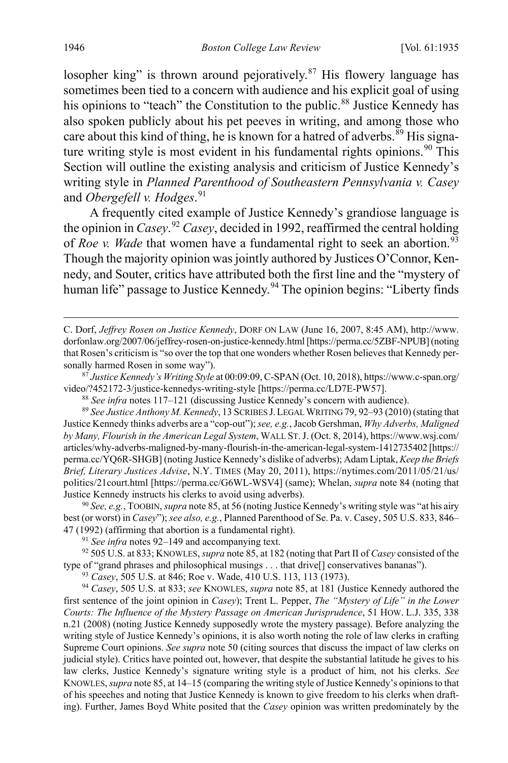losopher king" is thrown around pejoratively.[87] His flowery language has sometimes been tied to a concern with audience and his explicit goal of using his opinions to "teach" the Constitution to the public.[88] Justice Kennedy has also spoken publicly about his pet peeves in writing, and among those who care about this kind of thing, he is known for a hatred of adverbs.[89] His signature writing style is most evident in his fundamental rights opinions.[90] This Section will outline the existing analysis and criticism of Justice Kennedy's writing style in *Planned Parenthood of Southeastern Pennsylvania v. Casey* and *Obergefell v. Hodges*.[91]

A frequently cited example of Justice Kennedy's grandiose language is the opinion in *Casey*.[92] *Casey*, decided in 1992, reaffirmed the central holding of *Roe v. Wade* that women have a fundamental right to seek an abortion.[93] Though the majority opinion was jointly authored by Justices O'Connor, Kennedy, and Souter, critics have attributed both the first line and the "mystery of human life" passage to Justice Kennedy.[94] The opinion begins: "Liberty finds

---

C. Dorf, *Jeffrey Rosen on Justice Kennedy*, DORF ON LAW (June 16, 2007, 8:45 AM), http://www.dorfonlaw.org/2007/06/jeffrey-rosen-on-justice-kennedy.html [https://perma.cc/5ZBF-NPUB] (noting that Rosen's criticism is "so over the top that one wonders whether Rosen believes that Kennedy personally harmed Rosen in some way").

[87] *Justice Kennedy's Writing Style* at 00:09:09, C-SPAN (Oct. 10, 2018), https://www.c-span.org/video/?452172-3/justice-kennedys-writing-style [https://perma.cc/LD7E-PW57].

[88] *See infra* notes 117–121 (discussing Justice Kennedy's concern with audience).

[89] *See Justice Anthony M. Kennedy*, 13 SCRIBES J. LEGAL WRITING 79, 92–93 (2010) (stating that Justice Kennedy thinks adverbs are a "cop-out"); *see, e.g.*, Jacob Gershman, *Why Adverbs, Maligned by Many, Flourish in the American Legal System*, WALL ST. J. (Oct. 8, 2014), https://www.wsj.com/articles/why-adverbs-maligned-by-many-flourish-in-the-american-legal-system-1412735402 [https://perma.cc/YQ6R-SHGB] (noting Justice Kennedy's dislike of adverbs); Adam Liptak, *Keep the Briefs Brief, Literary Justices Advise*, N.Y. TIMES (May 20, 2011), https://nytimes.com/2011/05/21/us/politics/21court.html [https://perma.cc/G6WL-WSV4] (same); Whelan, *supra* note 84 (noting that Justice Kennedy instructs his clerks to avoid using adverbs).

[90] *See, e.g.*, TOOBIN, *supra* note 85, at 56 (noting Justice Kennedy's writing style was "at his airy best (or worst) in *Casey*"); *see also, e.g.*, Planned Parenthood of Se. Pa. v. Casey, 505 U.S. 833, 846–47 (1992) (affirming that abortion is a fundamental right).

[91] *See infra* notes 92–149 and accompanying text.

[92] 505 U.S. at 833; KNOWLES, *supra* note 85, at 182 (noting that Part II of *Casey* consisted of the type of "grand phrases and philosophical musings . . . that drive[] conservatives bananas").

[93] *Casey*, 505 U.S. at 846; Roe v. Wade, 410 U.S. 113, 113 (1973).

[94] *Casey*, 505 U.S. at 833; *see* KNOWLES, *supra* note 85, at 181 (Justice Kennedy authored the first sentence of the joint opinion in *Casey*); Trent L. Pepper, *The "Mystery of Life" in the Lower Courts: The Influence of the Mystery Passage on American Jurisprudence*, 51 HOW. L.J. 335, 338 n.21 (2008) (noting Justice Kennedy supposedly wrote the mystery passage). Before analyzing the writing style of Justice Kennedy's opinions, it is also worth noting the role of law clerks in crafting Supreme Court opinions. *See supra* note 50 (citing sources that discuss the impact of law clerks on judicial style). Critics have pointed out, however, that despite the substantial latitude he gives to his law clerks, Justice Kennedy's signature writing style is a product of him, not his clerks. *See* KNOWLES, *supra* note 85, at 14–15 (comparing the writing style of Justice Kennedy's opinions to that of his speeches and noting that Justice Kennedy is known to give freedom to his clerks when drafting). Further, James Boyd White posited that the *Casey* opinion was written predominately by the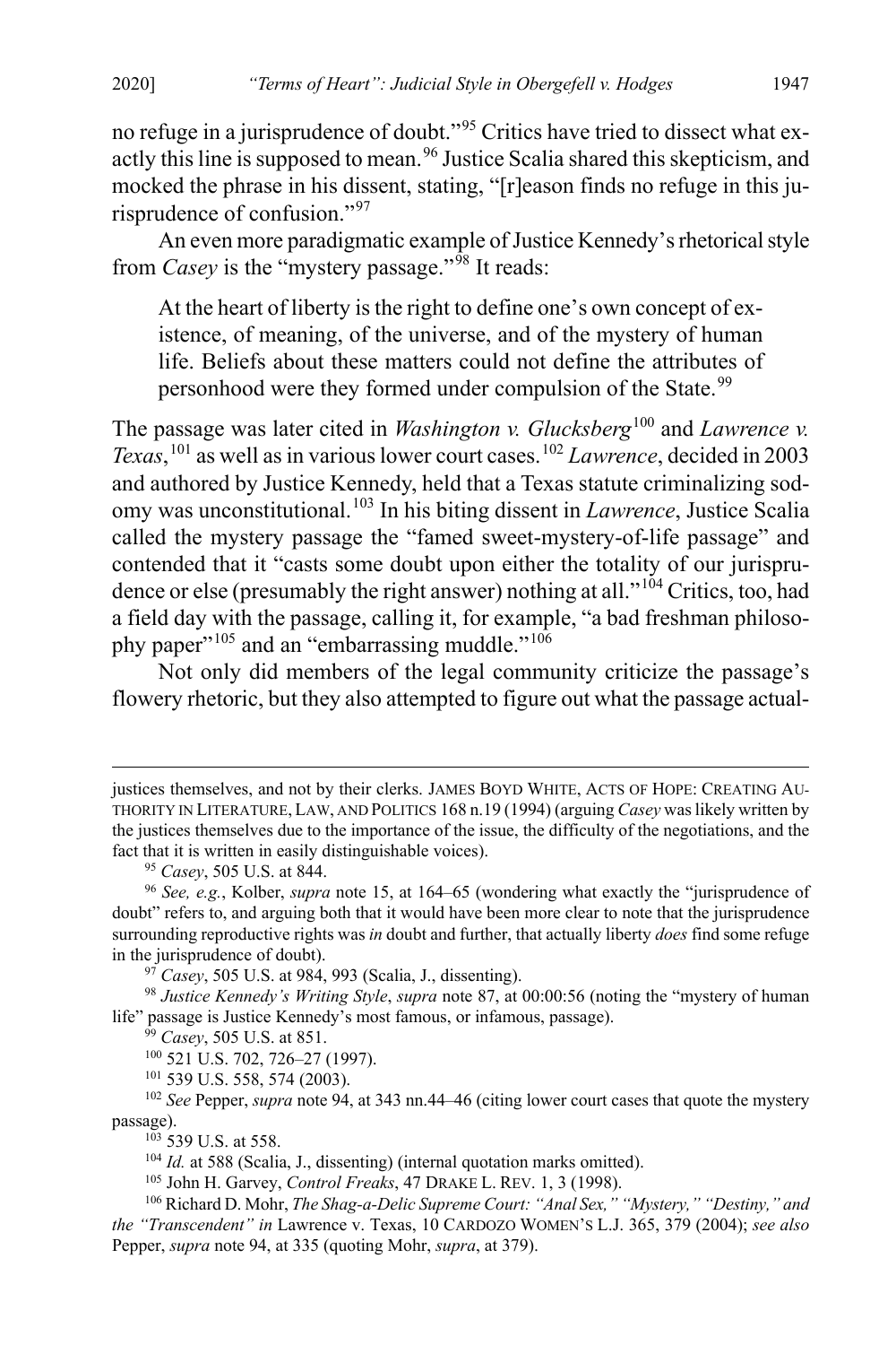no refuge in a jurisprudence of doubt."[95] Critics have tried to dissect what exactly this line is supposed to mean.[96] Justice Scalia shared this skepticism, and mocked the phrase in his dissent, stating, "[r]eason finds no refuge in this jurisprudence of confusion."[97]

An even more paradigmatic example of Justice Kennedy's rhetorical style from *Casey* is the "mystery passage."[98] It reads:

> At the heart of liberty is the right to define one's own concept of existence, of meaning, of the universe, and of the mystery of human life. Beliefs about these matters could not define the attributes of personhood were they formed under compulsion of the State.[99]

The passage was later cited in *Washington v. Glucksberg*[100] and *Lawrence v. Texas*,[101] as well as in various lower court cases.[102] *Lawrence*, decided in 2003 and authored by Justice Kennedy, held that a Texas statute criminalizing sodomy was unconstitutional.[103] In his biting dissent in *Lawrence*, Justice Scalia called the mystery passage the "famed sweet-mystery-of-life passage" and contended that it "casts some doubt upon either the totality of our jurisprudence or else (presumably the right answer) nothing at all."[104] Critics, too, had a field day with the passage, calling it, for example, "a bad freshman philosophy paper"[105] and an "embarrassing muddle."[106]

Not only did members of the legal community criticize the passage's flowery rhetoric, but they also attempted to figure out what the passage actual-

---

justices themselves, and not by their clerks. JAMES BOYD WHITE, ACTS OF HOPE: CREATING AUTHORITY IN LITERATURE, LAW, AND POLITICS 168 n.19 (1994) (arguing *Casey* was likely written by the justices themselves due to the importance of the issue, the difficulty of the negotiations, and the fact that it is written in easily distinguishable voices).

[95] *Casey*, 505 U.S. at 844.

[96] *See, e.g.*, Kolber, *supra* note 15, at 164–65 (wondering what exactly the "jurisprudence of doubt" refers to, and arguing both that it would have been more clear to note that the jurisprudence surrounding reproductive rights was *in* doubt and further, that actually liberty *does* find some refuge in the jurisprudence of doubt).

[97] *Casey*, 505 U.S. at 984, 993 (Scalia, J., dissenting).

[98] *Justice Kennedy's Writing Style*, *supra* note 87, at 00:00:56 (noting the "mystery of human life" passage is Justice Kennedy's most famous, or infamous, passage).

[99] *Casey*, 505 U.S. at 851.

[100] 521 U.S. 702, 726–27 (1997).

[101] 539 U.S. 558, 574 (2003).

[102] *See* Pepper, *supra* note 94, at 343 nn.44–46 (citing lower court cases that quote the mystery passage).

[103] 539 U.S. at 558.

[104] *Id.* at 588 (Scalia, J., dissenting) (internal quotation marks omitted).

[105] John H. Garvey, *Control Freaks*, 47 DRAKE L. REV. 1, 3 (1998).

[106] Richard D. Mohr, *The Shag-a-Delic Supreme Court: "Anal Sex," "Mystery," "Destiny," and the "Transcendent" in* Lawrence v. Texas, 10 CARDOZO WOMEN'S L.J. 365, 379 (2004); *see also* Pepper, *supra* note 94, at 335 (quoting Mohr, *supra*, at 379).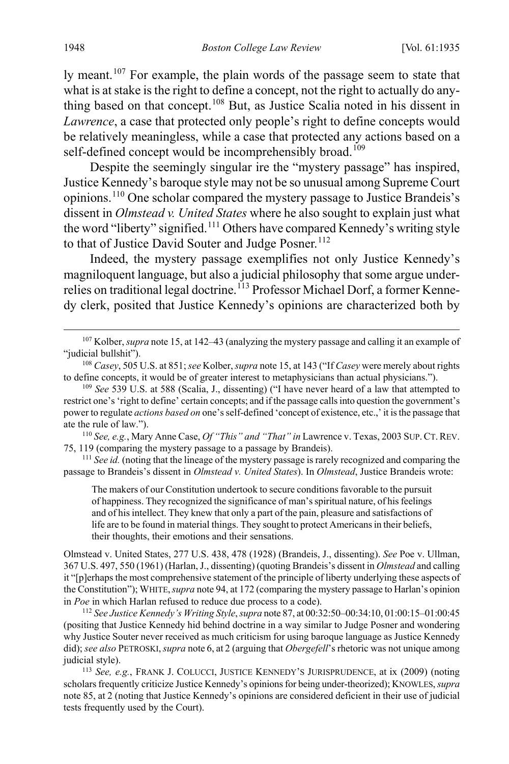ly meant.[107] For example, the plain words of the passage seem to state that what is at stake is the right to define a concept, not the right to actually do anything based on that concept.[108] But, as Justice Scalia noted in his dissent in *Lawrence*, a case that protected only people's right to define concepts would be relatively meaningless, while a case that protected any actions based on a self-defined concept would be incomprehensibly broad.[109]

Despite the seemingly singular ire the "mystery passage" has inspired, Justice Kennedy's baroque style may not be so unusual among Supreme Court opinions.[110] One scholar compared the mystery passage to Justice Brandeis's dissent in *Olmstead v. United States* where he also sought to explain just what the word "liberty" signified.[111] Others have compared Kennedy's writing style to that of Justice David Souter and Judge Posner.[112]

Indeed, the mystery passage exemplifies not only Justice Kennedy's magniloquent language, but also a judicial philosophy that some argue under-relies on traditional legal doctrine.[113] Professor Michael Dorf, a former Kennedy clerk, posited that Justice Kennedy's opinions are characterized both by

---

[107] Kolber, *supra* note 15, at 142–43 (analyzing the mystery passage and calling it an example of "judicial bullshit").

[108] *Casey*, 505 U.S. at 851; *see* Kolber, *supra* note 15, at 143 ("If *Casey* were merely about rights to define concepts, it would be of greater interest to metaphysicians than actual physicians.").

[109] *See* 539 U.S. at 588 (Scalia, J., dissenting) ("I have never heard of a law that attempted to restrict one's 'right to define' certain concepts; and if the passage calls into question the government's power to regulate *actions based on* one's self-defined 'concept of existence, etc.,' it is the passage that ate the rule of law.").

[110] *See, e.g.*, Mary Anne Case, *Of "This" and "That" in* Lawrence v. Texas, 2003 SUP. CT. REV. 75, 119 (comparing the mystery passage to a passage by Brandeis).

[111] *See id.* (noting that the lineage of the mystery passage is rarely recognized and comparing the passage to Brandeis's dissent in *Olmstead v. United States*). In *Olmstead*, Justice Brandeis wrote:

> The makers of our Constitution undertook to secure conditions favorable to the pursuit of happiness. They recognized the significance of man's spiritual nature, of his feelings and of his intellect. They knew that only a part of the pain, pleasure and satisfactions of life are to be found in material things. They sought to protect Americans in their beliefs, their thoughts, their emotions and their sensations.

Olmstead v. United States, 277 U.S. 438, 478 (1928) (Brandeis, J., dissenting). *See* Poe v. Ullman, 367 U.S. 497, 550 (1961) (Harlan, J., dissenting) (quoting Brandeis's dissent in *Olmstead* and calling it "[p]erhaps the most comprehensive statement of the principle of liberty underlying these aspects of the Constitution"); WHITE, *supra* note 94, at 172 (comparing the mystery passage to Harlan's opinion in *Poe* in which Harlan refused to reduce due process to a code).

[112] *See Justice Kennedy's Writing Style*, *supra* note 87, at 00:32:50–00:34:10, 01:00:15–01:00:45 (positing that Justice Kennedy hid behind doctrine in a way similar to Judge Posner and wondering why Justice Souter never received as much criticism for using baroque language as Justice Kennedy did); *see also* PETROSKI, *supra* note 6, at 2 (arguing that *Obergefell*'s rhetoric was not unique among judicial style).

[113] *See, e.g.*, FRANK J. COLUCCI, JUSTICE KENNEDY'S JURISPRUDENCE, at ix (2009) (noting scholars frequently criticize Justice Kennedy's opinions for being under-theorized); KNOWLES, *supra* note 85, at 2 (noting that Justice Kennedy's opinions are considered deficient in their use of judicial tests frequently used by the Court).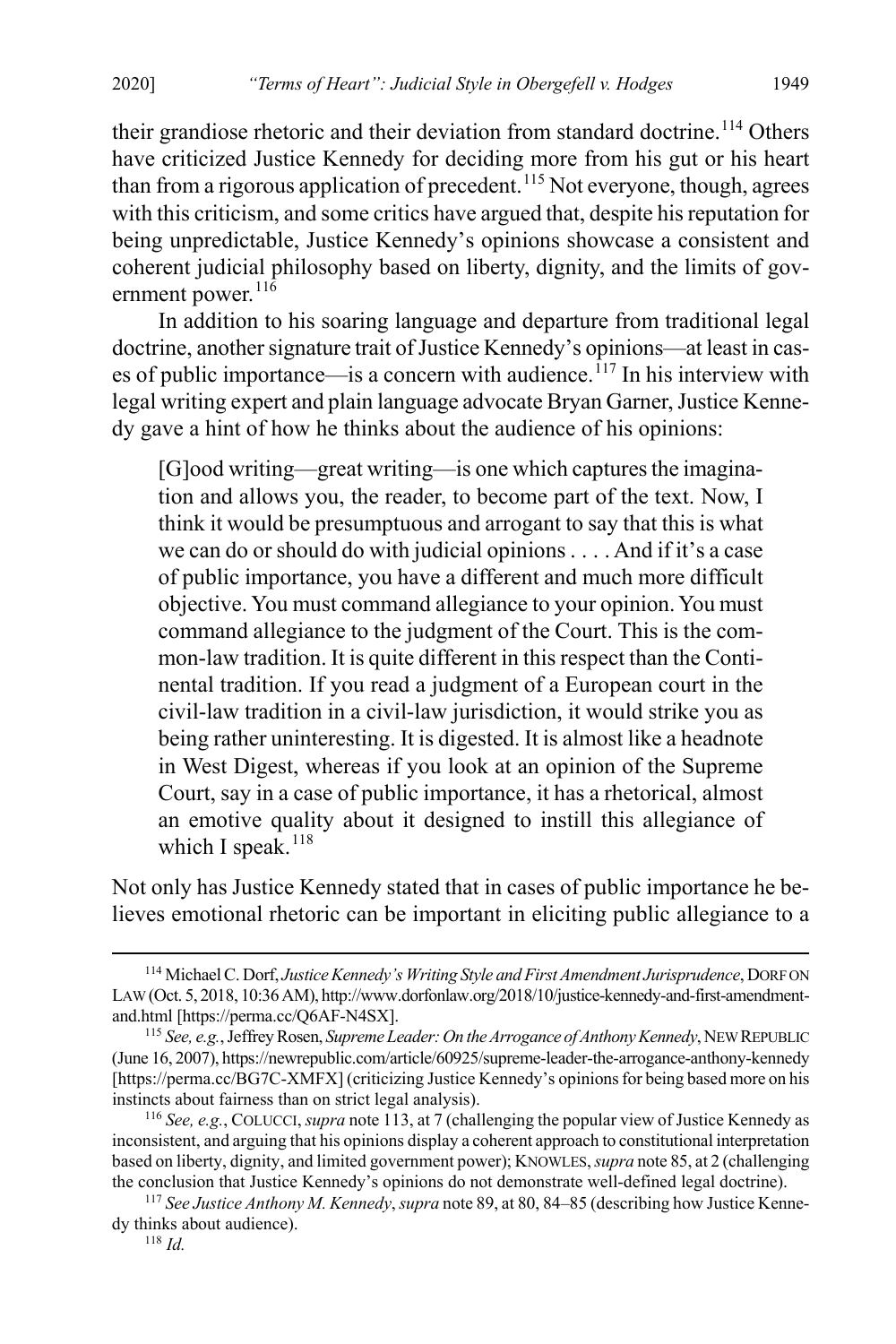their grandiose rhetoric and their deviation from standard doctrine.[114] Others have criticized Justice Kennedy for deciding more from his gut or his heart than from a rigorous application of precedent.[115] Not everyone, though, agrees with this criticism, and some critics have argued that, despite his reputation for being unpredictable, Justice Kennedy's opinions showcase a consistent and coherent judicial philosophy based on liberty, dignity, and the limits of government power.[116]

In addition to his soaring language and departure from traditional legal doctrine, another signature trait of Justice Kennedy's opinions—at least in cases of public importance—is a concern with audience.[117] In his interview with legal writing expert and plain language advocate Bryan Garner, Justice Kennedy gave a hint of how he thinks about the audience of his opinions:

> [G]ood writing—great writing—is one which captures the imagination and allows you, the reader, to become part of the text. Now, I think it would be presumptuous and arrogant to say that this is what we can do or should do with judicial opinions . . . . And if it's a case of public importance, you have a different and much more difficult objective. You must command allegiance to your opinion. You must command allegiance to the judgment of the Court. This is the common-law tradition. It is quite different in this respect than the Continental tradition. If you read a judgment of a European court in the civil-law tradition in a civil-law jurisdiction, it would strike you as being rather uninteresting. It is digested. It is almost like a headnote in West Digest, whereas if you look at an opinion of the Supreme Court, say in a case of public importance, it has a rhetorical, almost an emotive quality about it designed to instill this allegiance of which I speak.[118]

Not only has Justice Kennedy stated that in cases of public importance he believes emotional rhetoric can be important in eliciting public allegiance to a

---

[114] Michael C. Dorf, *Justice Kennedy's Writing Style and First Amendment Jurisprudence*, DORF ON LAW (Oct. 5, 2018, 10:36 AM), http://www.dorfonlaw.org/2018/10/justice-kennedy-and-first-amendment-and.html [https://perma.cc/Q6AF-N4SX].

[115] *See, e.g.*, Jeffrey Rosen, *Supreme Leader: On the Arrogance of Anthony Kennedy*, NEW REPUBLIC (June 16, 2007), https://newrepublic.com/article/60925/supreme-leader-the-arrogance-anthony-kennedy [https://perma.cc/BG7C-XMFX] (criticizing Justice Kennedy's opinions for being based more on his instincts about fairness than on strict legal analysis).

[116] *See, e.g.*, COLUCCI, *supra* note 113, at 7 (challenging the popular view of Justice Kennedy as inconsistent, and arguing that his opinions display a coherent approach to constitutional interpretation based on liberty, dignity, and limited government power); KNOWLES, *supra* note 85, at 2 (challenging the conclusion that Justice Kennedy's opinions do not demonstrate well-defined legal doctrine).

[117] *See Justice Anthony M. Kennedy*, *supra* note 89, at 80, 84–85 (describing how Justice Kennedy thinks about audience).

[118] *Id.*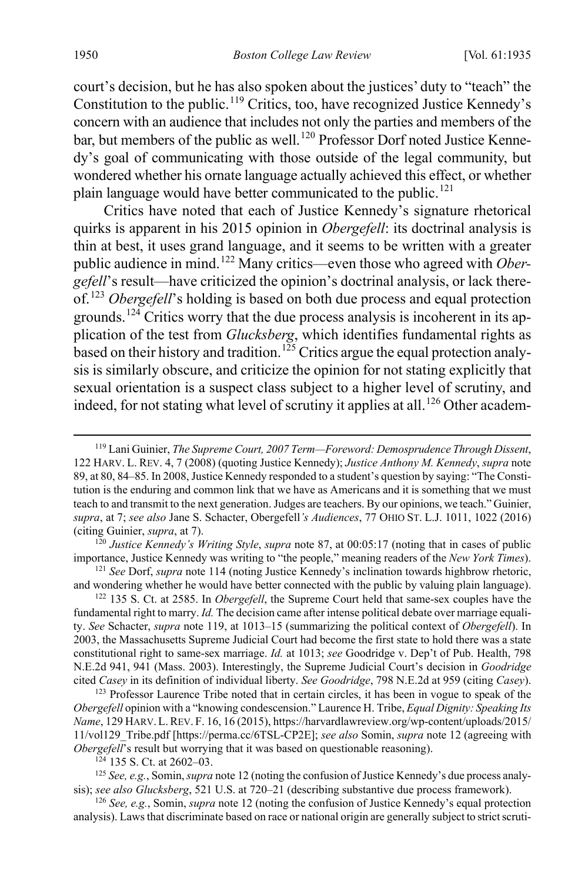court's decision, but he has also spoken about the justices' duty to "teach" the Constitution to the public.[119] Critics, too, have recognized Justice Kennedy's concern with an audience that includes not only the parties and members of the bar, but members of the public as well.[120] Professor Dorf noted Justice Kennedy's goal of communicating with those outside of the legal community, but wondered whether his ornate language actually achieved this effect, or whether plain language would have better communicated to the public.[121]

Critics have noted that each of Justice Kennedy's signature rhetorical quirks is apparent in his 2015 opinion in *Obergefell*: its doctrinal analysis is thin at best, it uses grand language, and it seems to be written with a greater public audience in mind.[122] Many critics—even those who agreed with *Obergefell*'s result—have criticized the opinion's doctrinal analysis, or lack thereof.[123] *Obergefell*'s holding is based on both due process and equal protection grounds.[124] Critics worry that the due process analysis is incoherent in its application of the test from *Glucksberg*, which identifies fundamental rights as based on their history and tradition.[125] Critics argue the equal protection analysis is similarly obscure, and criticize the opinion for not stating explicitly that sexual orientation is a suspect class subject to a higher level of scrutiny, and indeed, for not stating what level of scrutiny it applies at all.[126] Other academ-

---

[119] Lani Guinier, *The Supreme Court, 2007 Term—Foreword: Demosprudence Through Dissent*, 122 HARV. L. REV. 4, 7 (2008) (quoting Justice Kennedy); *Justice Anthony M. Kennedy*, *supra* note 89, at 80, 84–85. In 2008, Justice Kennedy responded to a student's question by saying: "The Constitution is the enduring and common link that we have as Americans and it is something that we must teach to and transmit to the next generation. Judges are teachers. By our opinions, we teach." Guinier, *supra*, at 7; *see also* Jane S. Schacter, Obergefell*'s Audiences*, 77 OHIO ST. L.J. 1011, 1022 (2016) (citing Guinier, *supra*, at 7).

[120] *Justice Kennedy's Writing Style*, *supra* note 87, at 00:05:17 (noting that in cases of public importance, Justice Kennedy was writing to "the people," meaning readers of the *New York Times*).

[121] *See* Dorf, *supra* note 114 (noting Justice Kennedy's inclination towards highbrow rhetoric, and wondering whether he would have better connected with the public by valuing plain language).

[122] 135 S. Ct. at 2585. In *Obergefell*, the Supreme Court held that same-sex couples have the fundamental right to marry. *Id.* The decision came after intense political debate over marriage equality. *See* Schacter, *supra* note 119, at 1013–15 (summarizing the political context of *Obergefell*). In 2003, the Massachusetts Supreme Judicial Court had become the first state to hold there was a state constitutional right to same-sex marriage. *Id.* at 1013; *see* Goodridge v. Dep't of Pub. Health, 798 N.E.2d 941, 941 (Mass. 2003). Interestingly, the Supreme Judicial Court's decision in *Goodridge* cited *Casey* in its definition of individual liberty. *See Goodridge*, 798 N.E.2d at 959 (citing *Casey*).

[123] Professor Laurence Tribe noted that in certain circles, it has been in vogue to speak of the *Obergefell* opinion with a "knowing condescension." Laurence H. Tribe, *Equal Dignity: Speaking Its Name*, 129 HARV. L. REV. F. 16, 16 (2015), https://harvardlawreview.org/wp-content/uploads/2015/11/vol129_Tribe.pdf [https://perma.cc/6TSL-CP2E]; *see also* Somin, *supra* note 12 (agreeing with *Obergefell*'s result but worrying that it was based on questionable reasoning).

[124] 135 S. Ct. at 2602–03.

[125] *See, e.g.*, Somin, *supra* note 12 (noting the confusion of Justice Kennedy's due process analysis); *see also Glucksberg*, 521 U.S. at 720–21 (describing substantive due process framework).

[126] *See, e.g.*, Somin, *supra* note 12 (noting the confusion of Justice Kennedy's equal protection analysis). Laws that discriminate based on race or national origin are generally subject to strict scruti-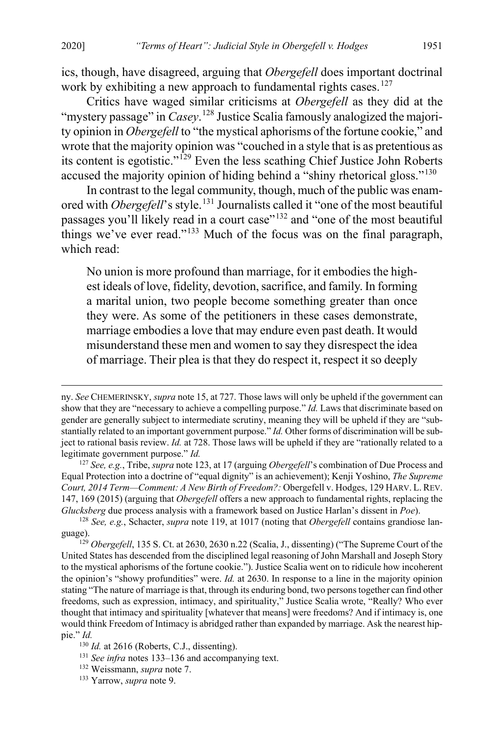ics, though, have disagreed, arguing that *Obergefell* does important doctrinal work by exhibiting a new approach to fundamental rights cases.[127]

Critics have waged similar criticisms at *Obergefell* as they did at the "mystery passage" in *Casey*.[128] Justice Scalia famously analogized the majority opinion in *Obergefell* to "the mystical aphorisms of the fortune cookie," and wrote that the majority opinion was "couched in a style that is as pretentious as its content is egotistic."[129] Even the less scathing Chief Justice John Roberts accused the majority opinion of hiding behind a "shiny rhetorical gloss."[130]

In contrast to the legal community, though, much of the public was enamored with *Obergefell*'s style.[131] Journalists called it "one of the most beautiful passages you'll likely read in a court case"[132] and "one of the most beautiful things we've ever read."[133] Much of the focus was on the final paragraph, which read:

> No union is more profound than marriage, for it embodies the highest ideals of love, fidelity, devotion, sacrifice, and family. In forming a marital union, two people become something greater than once they were. As some of the petitioners in these cases demonstrate, marriage embodies a love that may endure even past death. It would misunderstand these men and women to say they disrespect the idea of marriage. Their plea is that they do respect it, respect it so deeply

---

ny. *See* CHEMERINSKY, *supra* note 15, at 727. Those laws will only be upheld if the government can show that they are "necessary to achieve a compelling purpose." *Id.* Laws that discriminate based on gender are generally subject to intermediate scrutiny, meaning they will be upheld if they are "substantially related to an important government purpose." *Id.* Other forms of discrimination will be subject to rational basis review. *Id.* at 728. Those laws will be upheld if they are "rationally related to a legitimate government purpose." *Id.*

[127] *See, e.g.*, Tribe, *supra* note 123, at 17 (arguing *Obergefell*'s combination of Due Process and Equal Protection into a doctrine of "equal dignity" is an achievement); Kenji Yoshino, *The Supreme Court, 2014 Term—Comment: A New Birth of Freedom?:* Obergefell v. Hodges, 129 HARV. L. REV. 147, 169 (2015) (arguing that *Obergefell* offers a new approach to fundamental rights, replacing the *Glucksberg* due process analysis with a framework based on Justice Harlan's dissent in *Poe*).

[128] *See, e.g.*, Schacter, *supra* note 119, at 1017 (noting that *Obergefell* contains grandiose language).

[129] *Obergefell*, 135 S. Ct. at 2630, 2630 n.22 (Scalia, J., dissenting) ("The Supreme Court of the United States has descended from the disciplined legal reasoning of John Marshall and Joseph Story to the mystical aphorisms of the fortune cookie."). Justice Scalia went on to ridicule how incoherent the opinion's "showy profundities" were. *Id.* at 2630. In response to a line in the majority opinion stating "The nature of marriage is that, through its enduring bond, two persons together can find other freedoms, such as expression, intimacy, and spirituality," Justice Scalia wrote, "Really? Who ever thought that intimacy and spirituality [whatever that means] were freedoms? And if intimacy is, one would think Freedom of Intimacy is abridged rather than expanded by marriage. Ask the nearest hippie." *Id.*

[130] *Id.* at 2616 (Roberts, C.J., dissenting).

[131] *See infra* notes 133–136 and accompanying text.

[132] Weissmann, *supra* note 7.

[133] Yarrow, *supra* note 9.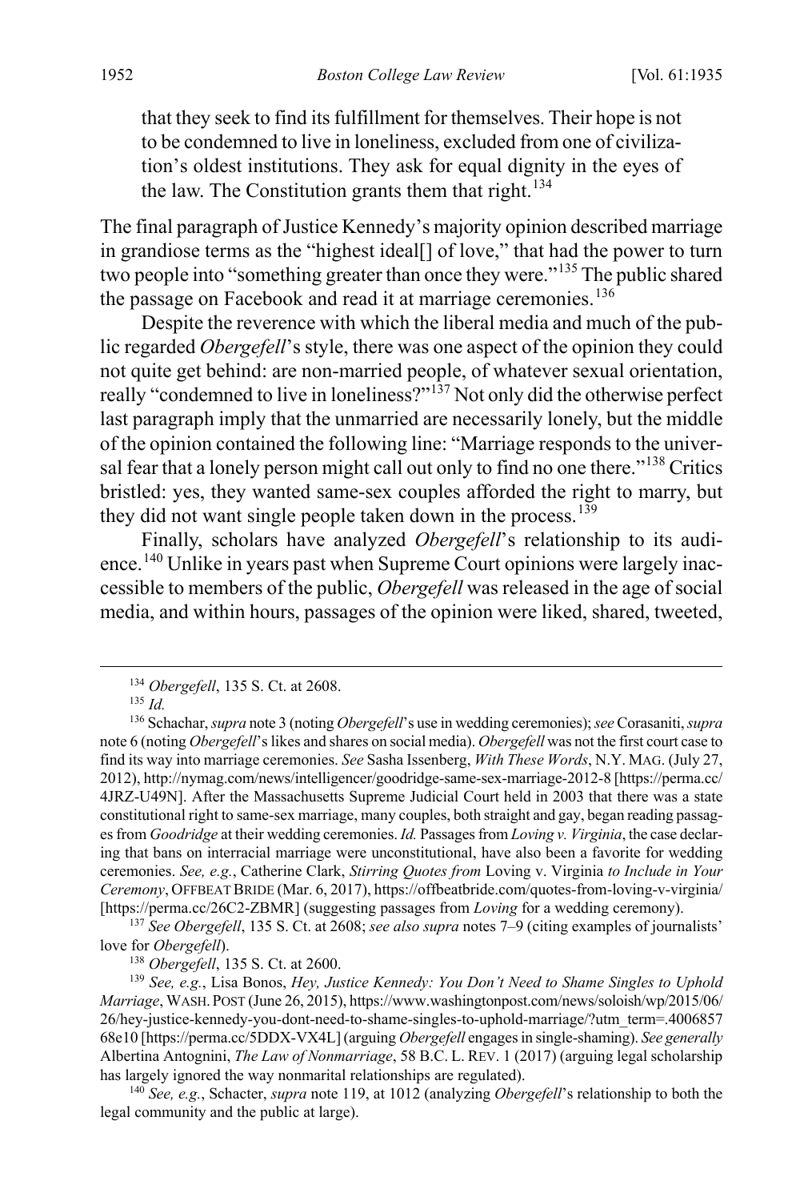> that they seek to find its fulfillment for themselves. Their hope is not to be condemned to live in loneliness, excluded from one of civilization's oldest institutions. They ask for equal dignity in the eyes of the law. The Constitution grants them that right.[134]

The final paragraph of Justice Kennedy's majority opinion described marriage in grandiose terms as the "highest ideal[] of love," that had the power to turn two people into "something greater than once they were."[135] The public shared the passage on Facebook and read it at marriage ceremonies.[136]

Despite the reverence with which the liberal media and much of the public regarded *Obergefell*'s style, there was one aspect of the opinion they could not quite get behind: are non-married people, of whatever sexual orientation, really "condemned to live in loneliness?"[137] Not only did the otherwise perfect last paragraph imply that the unmarried are necessarily lonely, but the middle of the opinion contained the following line: "Marriage responds to the universal fear that a lonely person might call out only to find no one there."[138] Critics bristled: yes, they wanted same-sex couples afforded the right to marry, but they did not want single people taken down in the process.[139]

Finally, scholars have analyzed *Obergefell*'s relationship to its audience.[140] Unlike in years past when Supreme Court opinions were largely inaccessible to members of the public, *Obergefell* was released in the age of social media, and within hours, passages of the opinion were liked, shared, tweeted,

---

[134] *Obergefell*, 135 S. Ct. at 2608.

[135] *Id.*

[136] Schachar, *supra* note 3 (noting *Obergefell*'s use in wedding ceremonies); *see* Corasaniti, *supra* note 6 (noting *Obergefell*'s likes and shares on social media). *Obergefell* was not the first court case to find its way into marriage ceremonies. *See* Sasha Issenberg, *With These Words*, N.Y. MAG. (July 27, 2012), http://nymag.com/news/intelligencer/goodridge-same-sex-marriage-2012-8 [https://perma.cc/4JRZ-U49N]. After the Massachusetts Supreme Judicial Court held in 2003 that there was a state constitutional right to same-sex marriage, many couples, both straight and gay, began reading passages from *Goodridge* at their wedding ceremonies. *Id.* Passages from *Loving v. Virginia*, the case declaring that bans on interracial marriage were unconstitutional, have also been a favorite for wedding ceremonies. *See, e.g.*, Catherine Clark, *Stirring Quotes from* Loving v. Virginia *to Include in Your Ceremony*, OFFBEAT BRIDE (Mar. 6, 2017), https://offbeatbride.com/quotes-from-loving-v-virginia/ [https://perma.cc/26C2-ZBMR] (suggesting passages from *Loving* for a wedding ceremony).

[137] *See Obergefell*, 135 S. Ct. at 2608; *see also supra* notes 7–9 (citing examples of journalists' love for *Obergefell*).

[138] *Obergefell*, 135 S. Ct. at 2600.

[139] *See, e.g.*, Lisa Bonos, *Hey, Justice Kennedy: You Don't Need to Shame Singles to Uphold Marriage*, WASH. POST (June 26, 2015), https://www.washingtonpost.com/news/soloish/wp/2015/06/26/hey-justice-kennedy-you-dont-need-to-shame-singles-to-uphold-marriage/?utm_term=.400685768e10 [https://perma.cc/5DDX-VX4L] (arguing *Obergefell* engages in single-shaming). *See generally* Albertina Antognini, *The Law of Nonmarriage*, 58 B.C. L. REV. 1 (2017) (arguing legal scholarship has largely ignored the way nonmarital relationships are regulated).

[140] *See, e.g.*, Schacter, *supra* note 119, at 1012 (analyzing *Obergefell*'s relationship to both the legal community and the public at large).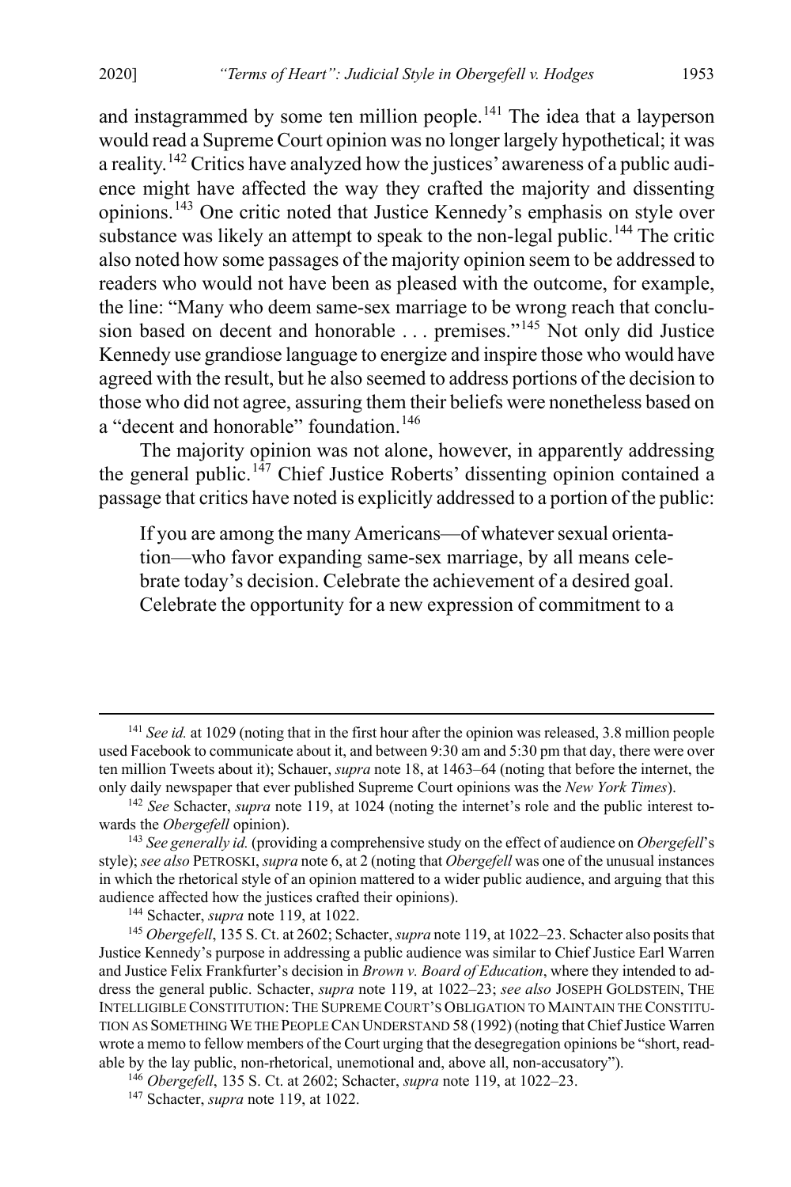and instagrammed by some ten million people.[141] The idea that a layperson would read a Supreme Court opinion was no longer largely hypothetical; it was a reality.[142] Critics have analyzed how the justices' awareness of a public audience might have affected the way they crafted the majority and dissenting opinions.[143] One critic noted that Justice Kennedy's emphasis on style over substance was likely an attempt to speak to the non-legal public.[144] The critic also noted how some passages of the majority opinion seem to be addressed to readers who would not have been as pleased with the outcome, for example, the line: "Many who deem same-sex marriage to be wrong reach that conclusion based on decent and honorable . . . premises."[145] Not only did Justice Kennedy use grandiose language to energize and inspire those who would have agreed with the result, but he also seemed to address portions of the decision to those who did not agree, assuring them their beliefs were nonetheless based on a "decent and honorable" foundation.[146]

The majority opinion was not alone, however, in apparently addressing the general public.[147] Chief Justice Roberts' dissenting opinion contained a passage that critics have noted is explicitly addressed to a portion of the public:

> If you are among the many Americans—of whatever sexual orientation—who favor expanding same-sex marriage, by all means celebrate today's decision. Celebrate the achievement of a desired goal. Celebrate the opportunity for a new expression of commitment to a

---

[141] *See id.* at 1029 (noting that in the first hour after the opinion was released, 3.8 million people used Facebook to communicate about it, and between 9:30 am and 5:30 pm that day, there were over ten million Tweets about it); Schauer, *supra* note 18, at 1463–64 (noting that before the internet, the only daily newspaper that ever published Supreme Court opinions was the *New York Times*).

[142] *See* Schacter, *supra* note 119, at 1024 (noting the internet's role and the public interest towards the *Obergefell* opinion).

[143] *See generally id.* (providing a comprehensive study on the effect of audience on *Obergefell*'s style); *see also* PETROSKI, *supra* note 6, at 2 (noting that *Obergefell* was one of the unusual instances in which the rhetorical style of an opinion mattered to a wider public audience, and arguing that this audience affected how the justices crafted their opinions).

[144] Schacter, *supra* note 119, at 1022.

[145] *Obergefell*, 135 S. Ct. at 2602; Schacter, *supra* note 119, at 1022–23. Schacter also posits that Justice Kennedy's purpose in addressing a public audience was similar to Chief Justice Earl Warren and Justice Felix Frankfurter's decision in *Brown v. Board of Education*, where they intended to address the general public. Schacter, *supra* note 119, at 1022–23; *see also* JOSEPH GOLDSTEIN, THE INTELLIGIBLE CONSTITUTION: THE SUPREME COURT'S OBLIGATION TO MAINTAIN THE CONSTITUTION AS SOMETHING WE THE PEOPLE CAN UNDERSTAND 58 (1992) (noting that Chief Justice Warren wrote a memo to fellow members of the Court urging that the desegregation opinions be "short, readable by the lay public, non-rhetorical, unemotional and, above all, non-accusatory").

[146] *Obergefell*, 135 S. Ct. at 2602; Schacter, *supra* note 119, at 1022–23.

[147] Schacter, *supra* note 119, at 1022.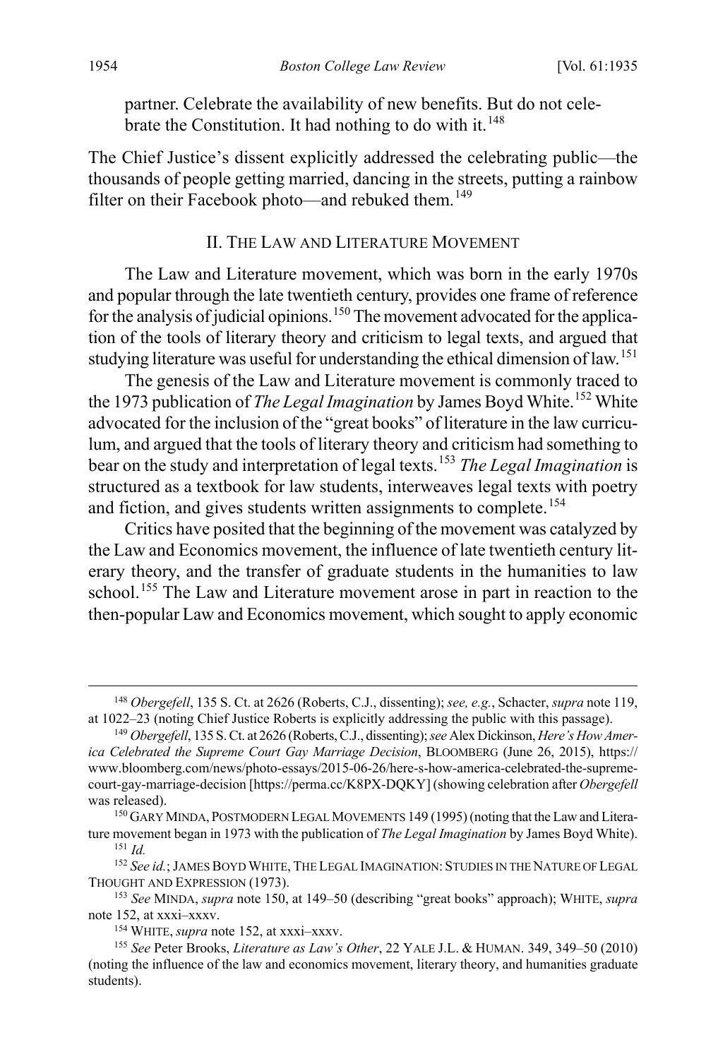partner. Celebrate the availability of new benefits. But do not celebrate the Constitution. It had nothing to do with it.[148]

The Chief Justice's dissent explicitly addressed the celebrating public—the thousands of people getting married, dancing in the streets, putting a rainbow filter on their Facebook photo—and rebuked them.[149]

## II. The Law and Literature Movement

The Law and Literature movement, which was born in the early 1970s and popular through the late twentieth century, provides one frame of reference for the analysis of judicial opinions.[150] The movement advocated for the application of the tools of literary theory and criticism to legal texts, and argued that studying literature was useful for understanding the ethical dimension of law.[151]

The genesis of the Law and Literature movement is commonly traced to the 1973 publication of *The Legal Imagination* by James Boyd White.[152] White advocated for the inclusion of the "great books" of literature in the law curriculum, and argued that the tools of literary theory and criticism had something to bear on the study and interpretation of legal texts.[153] *The Legal Imagination* is structured as a textbook for law students, interweaves legal texts with poetry and fiction, and gives students written assignments to complete.[154]

Critics have posited that the beginning of the movement was catalyzed by the Law and Economics movement, the influence of late twentieth century literary theory, and the transfer of graduate students in the humanities to law school.[155] The Law and Literature movement arose in part in reaction to the then-popular Law and Economics movement, which sought to apply economic

---

[148] *Obergefell*, 135 S. Ct. at 2626 (Roberts, C.J., dissenting); *see, e.g.*, Schacter, *supra* note 119, at 1022–23 (noting Chief Justice Roberts is explicitly addressing the public with this passage).

[149] *Obergefell*, 135 S. Ct. at 2626 (Roberts, C.J., dissenting); *see* Alex Dickinson, *Here's How America Celebrated the Supreme Court Gay Marriage Decision*, BLOOMBERG (June 26, 2015), https://www.bloomberg.com/news/photo-essays/2015-06-26/here-s-how-america-celebrated-the-supreme-court-gay-marriage-decision [https://perma.cc/K8PX-DQKY] (showing celebration after *Obergefell* was released).

[150] GARY MINDA, POSTMODERN LEGAL MOVEMENTS 149 (1995) (noting that the Law and Literature movement began in 1973 with the publication of *The Legal Imagination* by James Boyd White).

[151] *Id.*

[152] *See id.*; JAMES BOYD WHITE, THE LEGAL IMAGINATION: STUDIES IN THE NATURE OF LEGAL THOUGHT AND EXPRESSION (1973).

[153] *See* MINDA, *supra* note 150, at 149–50 (describing "great books" approach); WHITE, *supra* note 152, at xxxi–xxxv.

[154] WHITE, *supra* note 152, at xxxi–xxxv.

[155] *See* Peter Brooks, *Literature as Law's Other*, 22 YALE J.L. & HUMAN. 349, 349–50 (2010) (noting the influence of the law and economics movement, literary theory, and humanities graduate students).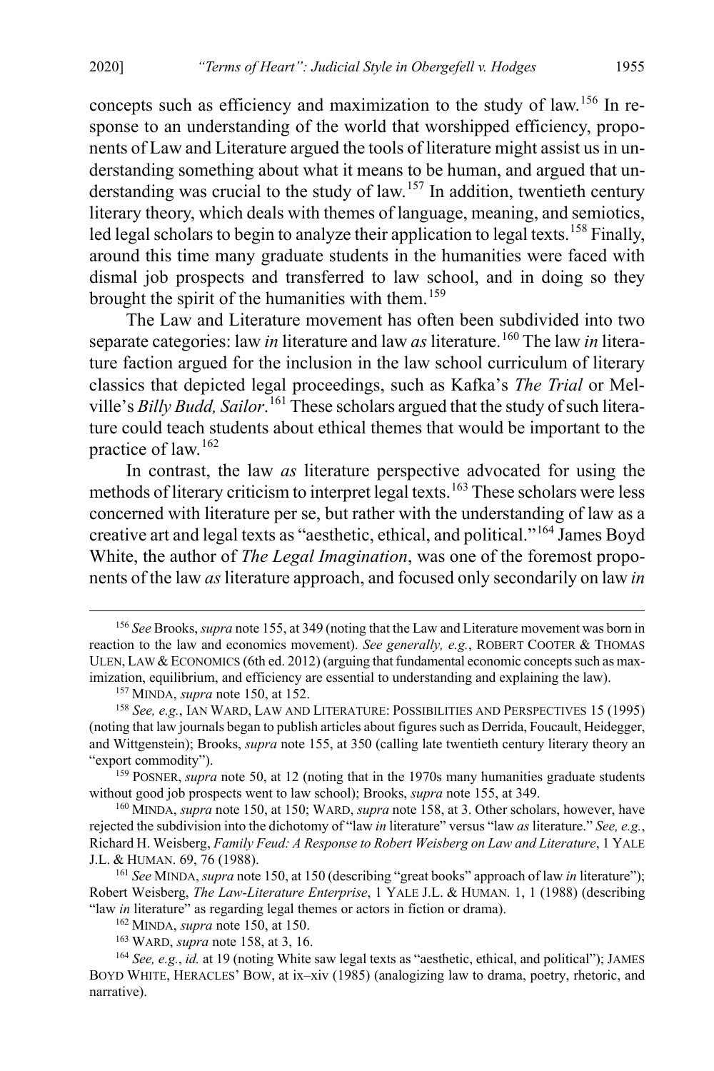concepts such as efficiency and maximization to the study of law.[156] In response to an understanding of the world that worshipped efficiency, proponents of Law and Literature argued the tools of literature might assist us in understanding something about what it means to be human, and argued that understanding was crucial to the study of law.[157] In addition, twentieth century literary theory, which deals with themes of language, meaning, and semiotics, led legal scholars to begin to analyze their application to legal texts.[158] Finally, around this time many graduate students in the humanities were faced with dismal job prospects and transferred to law school, and in doing so they brought the spirit of the humanities with them.[159]

The Law and Literature movement has often been subdivided into two separate categories: law *in* literature and law *as* literature.[160] The law *in* literature faction argued for the inclusion in the law school curriculum of literary classics that depicted legal proceedings, such as Kafka's *The Trial* or Melville's *Billy Budd, Sailor*.[161] These scholars argued that the study of such literature could teach students about ethical themes that would be important to the practice of law.[162]

In contrast, the law *as* literature perspective advocated for using the methods of literary criticism to interpret legal texts.[163] These scholars were less concerned with literature per se, but rather with the understanding of law as a creative art and legal texts as "aesthetic, ethical, and political."[164] James Boyd White, the author of *The Legal Imagination*, was one of the foremost proponents of the law *as* literature approach, and focused only secondarily on law *in*

---

[156] *See* Brooks, *supra* note 155, at 349 (noting that the Law and Literature movement was born in reaction to the law and economics movement). *See generally, e.g.*, ROBERT COOTER & THOMAS ULEN, LAW & ECONOMICS (6th ed. 2012) (arguing that fundamental economic concepts such as maximization, equilibrium, and efficiency are essential to understanding and explaining the law).

[157] MINDA, *supra* note 150, at 152.

[158] *See, e.g.*, IAN WARD, LAW AND LITERATURE: POSSIBILITIES AND PERSPECTIVES 15 (1995) (noting that law journals began to publish articles about figures such as Derrida, Foucault, Heidegger, and Wittgenstein); Brooks, *supra* note 155, at 350 (calling late twentieth century literary theory an "export commodity").

[159] POSNER, *supra* note 50, at 12 (noting that in the 1970s many humanities graduate students without good job prospects went to law school); Brooks, *supra* note 155, at 349.

[160] MINDA, *supra* note 150, at 150; WARD, *supra* note 158, at 3. Other scholars, however, have rejected the subdivision into the dichotomy of "law *in* literature" versus "law *as* literature." *See, e.g.*, Richard H. Weisberg, *Family Feud: A Response to Robert Weisberg on Law and Literature*, 1 YALE J.L. & HUMAN. 69, 76 (1988).

[161] *See* MINDA, *supra* note 150, at 150 (describing "great books" approach of law *in* literature"); Robert Weisberg, *The Law-Literature Enterprise*, 1 YALE J.L. & HUMAN. 1, 1 (1988) (describing "law *in* literature" as regarding legal themes or actors in fiction or drama).

[162] MINDA, *supra* note 150, at 150.

[163] WARD, *supra* note 158, at 3, 16.

[164] *See, e.g.*, *id.* at 19 (noting White saw legal texts as "aesthetic, ethical, and political"); JAMES BOYD WHITE, HERACLES' BOW, at ix–xiv (1985) (analogizing law to drama, poetry, rhetoric, and narrative).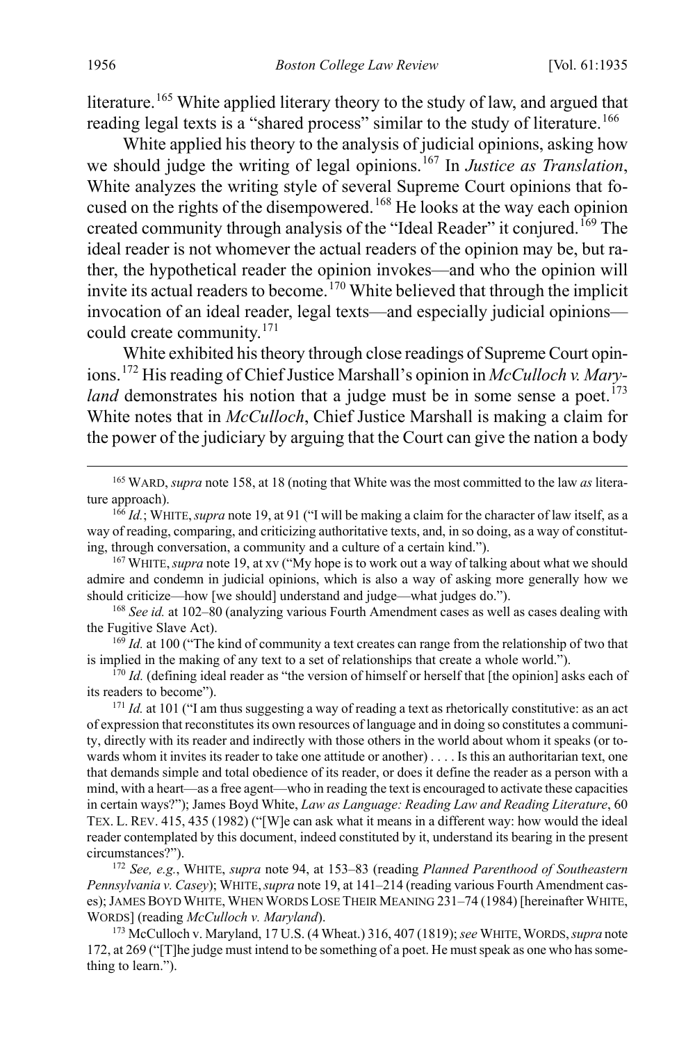literature.[165] White applied literary theory to the study of law, and argued that reading legal texts is a "shared process" similar to the study of literature.[166]

White applied his theory to the analysis of judicial opinions, asking how we should judge the writing of legal opinions.[167] In *Justice as Translation*, White analyzes the writing style of several Supreme Court opinions that focused on the rights of the disempowered.[168] He looks at the way each opinion created community through analysis of the "Ideal Reader" it conjured.[169] The ideal reader is not whomever the actual readers of the opinion may be, but rather, the hypothetical reader the opinion invokes—and who the opinion will invite its actual readers to become.[170] White believed that through the implicit invocation of an ideal reader, legal texts—and especially judicial opinions—could create community.[171]

White exhibited his theory through close readings of Supreme Court opinions.[172] His reading of Chief Justice Marshall's opinion in *McCulloch v. Maryland* demonstrates his notion that a judge must be in some sense a poet.[173] White notes that in *McCulloch*, Chief Justice Marshall is making a claim for the power of the judiciary by arguing that the Court can give the nation a body

---

[165] WARD, *supra* note 158, at 18 (noting that White was the most committed to the law *as* literature approach).

[166] *Id.*; WHITE, *supra* note 19, at 91 ("I will be making a claim for the character of law itself, as a way of reading, comparing, and criticizing authoritative texts, and, in so doing, as a way of constituting, through conversation, a community and a culture of a certain kind.").

[167] WHITE, *supra* note 19, at xv ("My hope is to work out a way of talking about what we should admire and condemn in judicial opinions, which is also a way of asking more generally how we should criticize—how [we should] understand and judge—what judges do.").

[168] *See id.* at 102–80 (analyzing various Fourth Amendment cases as well as cases dealing with the Fugitive Slave Act).

[169] *Id.* at 100 ("The kind of community a text creates can range from the relationship of two that is implied in the making of any text to a set of relationships that create a whole world.").

[170] *Id.* (defining ideal reader as "the version of himself or herself that [the opinion] asks each of its readers to become").

[171] *Id.* at 101 ("I am thus suggesting a way of reading a text as rhetorically constitutive: as an act of expression that reconstitutes its own resources of language and in doing so constitutes a community, directly with its reader and indirectly with those others in the world about whom it speaks (or towards whom it invites its reader to take one attitude or another) . . . . Is this an authoritarian text, one that demands simple and total obedience of its reader, or does it define the reader as a person with a mind, with a heart—as a free agent—who in reading the text is encouraged to activate these capacities in certain ways?"); James Boyd White, *Law as Language: Reading Law and Reading Literature*, 60 TEX. L. REV. 415, 435 (1982) ("[W]e can ask what it means in a different way: how would the ideal reader contemplated by this document, indeed constituted by it, understand its bearing in the present circumstances?").

[172] *See, e.g.*, WHITE, *supra* note 94, at 153–83 (reading *Planned Parenthood of Southeastern Pennsylvania v. Casey*); WHITE, *supra* note 19, at 141–214 (reading various Fourth Amendment cases); JAMES BOYD WHITE, WHEN WORDS LOSE THEIR MEANING 231–74 (1984) [hereinafter WHITE, WORDS] (reading *McCulloch v. Maryland*).

[173] McCulloch v. Maryland, 17 U.S. (4 Wheat.) 316, 407 (1819); *see* WHITE, WORDS, *supra* note 172, at 269 ("[T]he judge must intend to be something of a poet. He must speak as one who has something to learn.").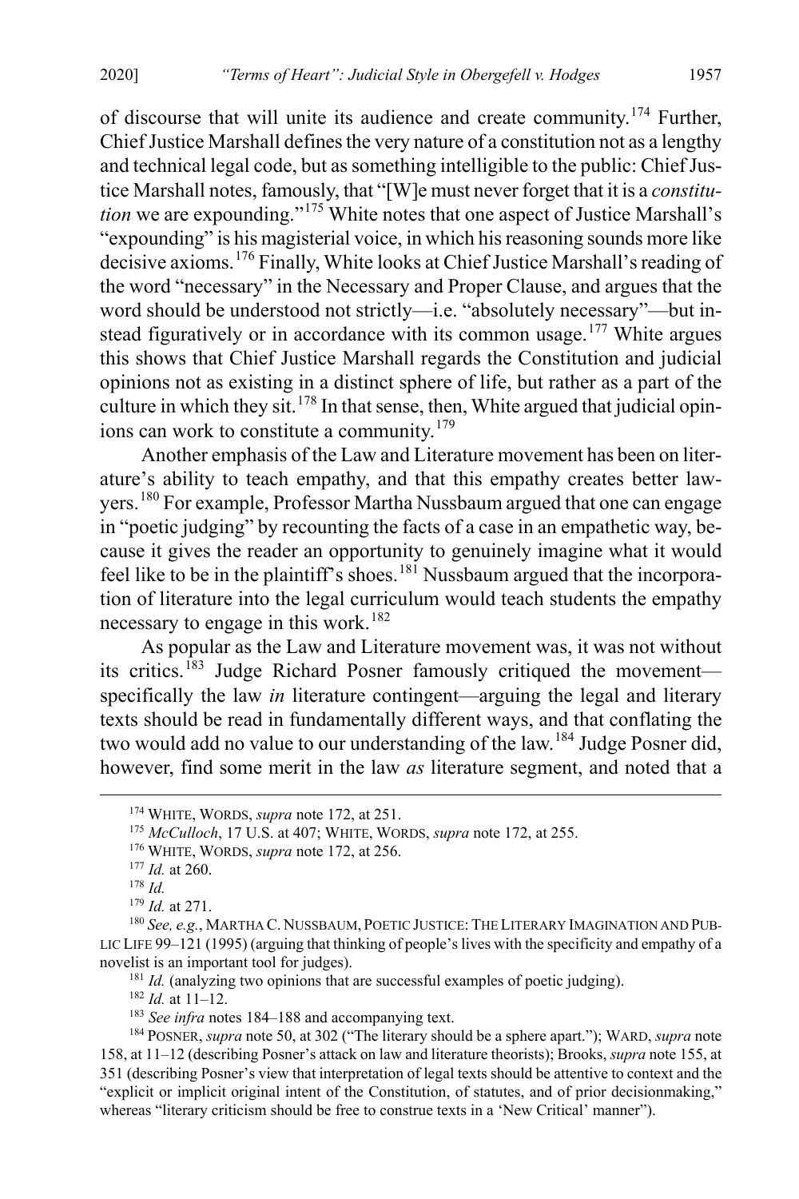of discourse that will unite its audience and create community.[174] Further, Chief Justice Marshall defines the very nature of a constitution not as a lengthy and technical legal code, but as something intelligible to the public: Chief Justice Marshall notes, famously, that "[W]e must never forget that it is a *constitution* we are expounding."[175] White notes that one aspect of Justice Marshall's "expounding" is his magisterial voice, in which his reasoning sounds more like decisive axioms.[176] Finally, White looks at Chief Justice Marshall's reading of the word "necessary" in the Necessary and Proper Clause, and argues that the word should be understood not strictly—i.e. "absolutely necessary"—but instead figuratively or in accordance with its common usage.[177] White argues this shows that Chief Justice Marshall regards the Constitution and judicial opinions not as existing in a distinct sphere of life, but rather as a part of the culture in which they sit.[178] In that sense, then, White argued that judicial opinions can work to constitute a community.[179]

Another emphasis of the Law and Literature movement has been on literature's ability to teach empathy, and that this empathy creates better lawyers.[180] For example, Professor Martha Nussbaum argued that one can engage in "poetic judging" by recounting the facts of a case in an empathetic way, because it gives the reader an opportunity to genuinely imagine what it would feel like to be in the plaintiff's shoes.[181] Nussbaum argued that the incorporation of literature into the legal curriculum would teach students the empathy necessary to engage in this work.[182]

As popular as the Law and Literature movement was, it was not without its critics.[183] Judge Richard Posner famously critiqued the movement—specifically the law *in* literature contingent—arguing the legal and literary texts should be read in fundamentally different ways, and that conflating the two would add no value to our understanding of the law.[184] Judge Posner did, however, find some merit in the law *as* literature segment, and noted that a

---

[174] WHITE, WORDS, *supra* note 172, at 251.

[175] *McCulloch*, 17 U.S. at 407; WHITE, WORDS, *supra* note 172, at 255.

[176] WHITE, WORDS, *supra* note 172, at 256.

[177] *Id.* at 260.

[178] *Id.*

[179] *Id.* at 271.

[180] *See, e.g.*, MARTHA C. NUSSBAUM, POETIC JUSTICE: THE LITERARY IMAGINATION AND PUBLIC LIFE 99–121 (1995) (arguing that thinking of people's lives with the specificity and empathy of a novelist is an important tool for judges).

[181] *Id.* (analyzing two opinions that are successful examples of poetic judging).

[182] *Id.* at 11–12.

[183] *See infra* notes 184–188 and accompanying text.

[184] POSNER, *supra* note 50, at 302 ("The literary should be a sphere apart."); WARD, *supra* note 158, at 11–12 (describing Posner's attack on law and literature theorists); Brooks, *supra* note 155, at 351 (describing Posner's view that interpretation of legal texts should be attentive to context and the "explicit or implicit original intent of the Constitution, of statutes, and of prior decisionmaking," whereas "literary criticism should be free to construe texts in a 'New Critical' manner").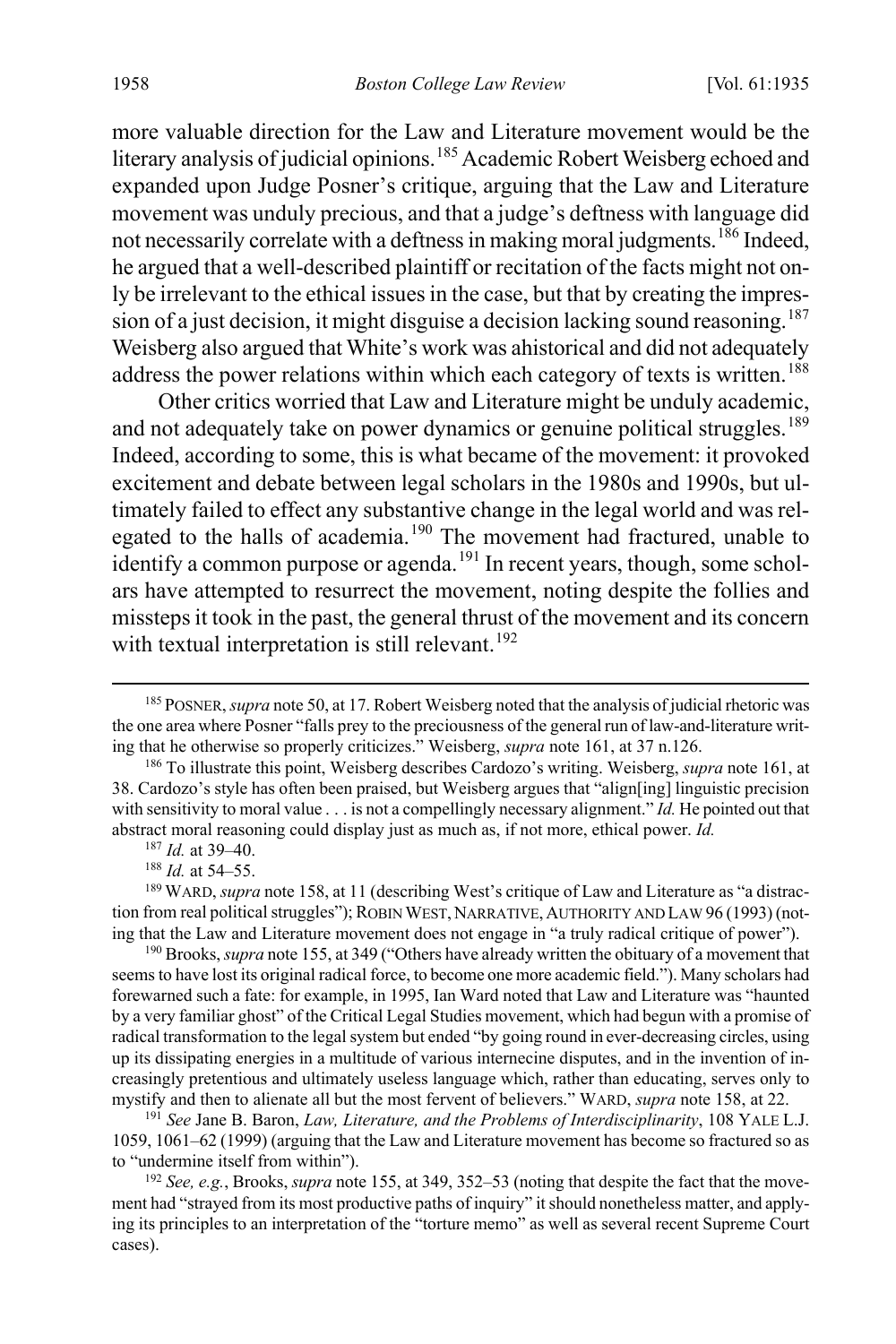more valuable direction for the Law and Literature movement would be the literary analysis of judicial opinions.[185] Academic Robert Weisberg echoed and expanded upon Judge Posner's critique, arguing that the Law and Literature movement was unduly precious, and that a judge's deftness with language did not necessarily correlate with a deftness in making moral judgments.[186] Indeed, he argued that a well-described plaintiff or recitation of the facts might not only be irrelevant to the ethical issues in the case, but that by creating the impression of a just decision, it might disguise a decision lacking sound reasoning.[187] Weisberg also argued that White's work was ahistorical and did not adequately address the power relations within which each category of texts is written.[188]

Other critics worried that Law and Literature might be unduly academic, and not adequately take on power dynamics or genuine political struggles.[189] Indeed, according to some, this is what became of the movement: it provoked excitement and debate between legal scholars in the 1980s and 1990s, but ultimately failed to effect any substantive change in the legal world and was relegated to the halls of academia.[190] The movement had fractured, unable to identify a common purpose or agenda.[191] In recent years, though, some scholars have attempted to resurrect the movement, noting despite the follies and missteps it took in the past, the general thrust of the movement and its concern with textual interpretation is still relevant.[192]

---

[185] POSNER, *supra* note 50, at 17. Robert Weisberg noted that the analysis of judicial rhetoric was the one area where Posner "falls prey to the preciousness of the general run of law-and-literature writing that he otherwise so properly criticizes." Weisberg, *supra* note 161, at 37 n.126.

[186] To illustrate this point, Weisberg describes Cardozo's writing. Weisberg, *supra* note 161, at 38. Cardozo's style has often been praised, but Weisberg argues that "align[ing] linguistic precision with sensitivity to moral value . . . is not a compellingly necessary alignment." *Id.* He pointed out that abstract moral reasoning could display just as much as, if not more, ethical power. *Id.*

[187] *Id.* at 39–40.

[188] *Id.* at 54–55.

[189] WARD, *supra* note 158, at 11 (describing West's critique of Law and Literature as "a distraction from real political struggles"); ROBIN WEST, NARRATIVE, AUTHORITY AND LAW 96 (1993) (noting that the Law and Literature movement does not engage in "a truly radical critique of power").

[190] Brooks, *supra* note 155, at 349 ("Others have already written the obituary of a movement that seems to have lost its original radical force, to become one more academic field."). Many scholars had forewarned such a fate: for example, in 1995, Ian Ward noted that Law and Literature was "haunted by a very familiar ghost" of the Critical Legal Studies movement, which had begun with a promise of radical transformation to the legal system but ended "by going round in ever-decreasing circles, using up its dissipating energies in a multitude of various internecine disputes, and in the invention of increasingly pretentious and ultimately useless language which, rather than educating, serves only to mystify and then to alienate all but the most fervent of believers." WARD, *supra* note 158, at 22.

[191] *See* Jane B. Baron, *Law, Literature, and the Problems of Interdisciplinarity*, 108 YALE L.J. 1059, 1061–62 (1999) (arguing that the Law and Literature movement has become so fractured so as to "undermine itself from within").

[192] *See, e.g.*, Brooks, *supra* note 155, at 349, 352–53 (noting that despite the fact that the movement had "strayed from its most productive paths of inquiry" it should nonetheless matter, and applying its principles to an interpretation of the "torture memo" as well as several recent Supreme Court cases).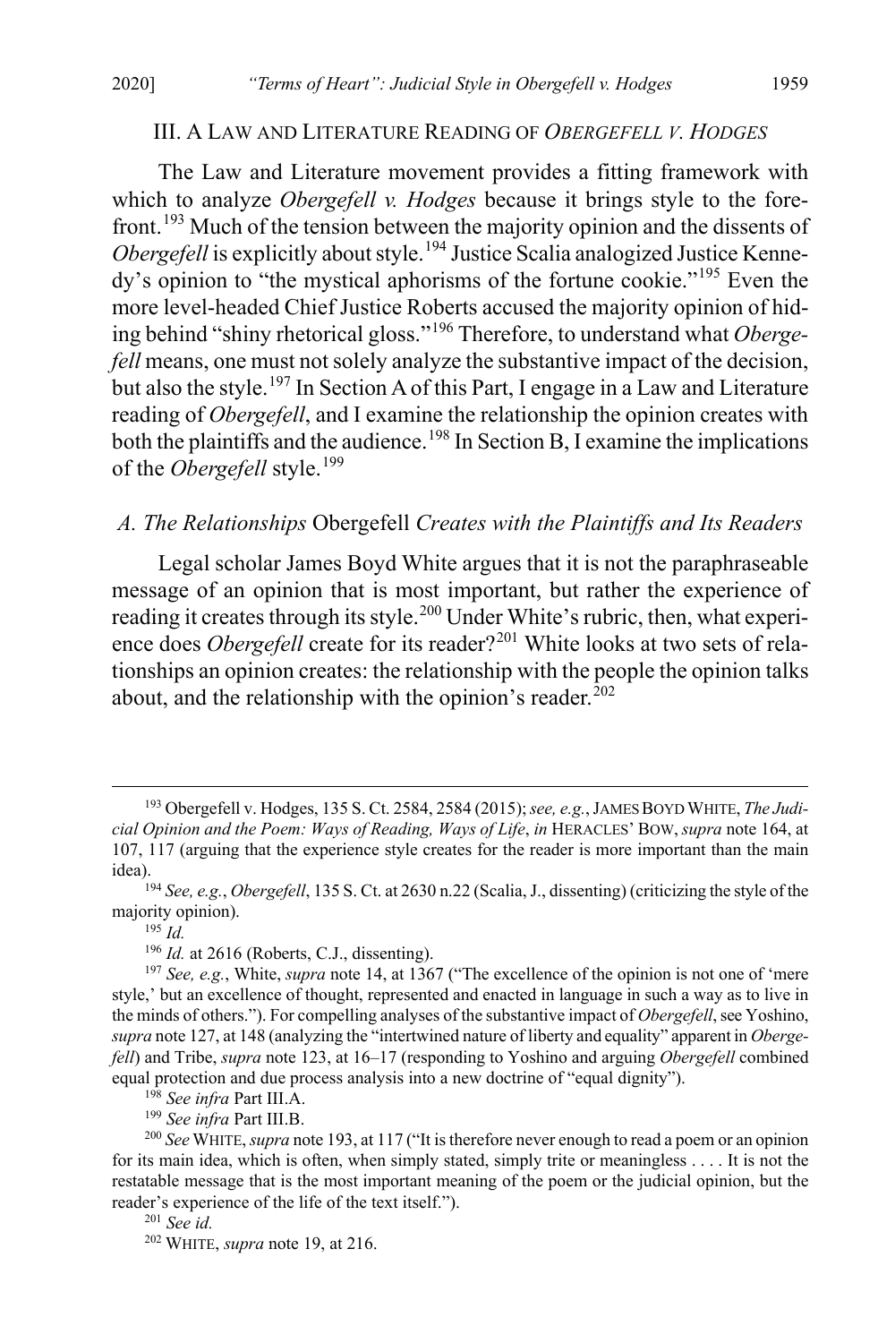## III. A LAW AND LITERATURE READING OF *OBERGEFELL V. HODGES*

The Law and Literature movement provides a fitting framework with which to analyze *Obergefell v. Hodges* because it brings style to the forefront.[193] Much of the tension between the majority opinion and the dissents of *Obergefell* is explicitly about style.[194] Justice Scalia analogized Justice Kennedy's opinion to "the mystical aphorisms of the fortune cookie."[195] Even the more level-headed Chief Justice Roberts accused the majority opinion of hiding behind "shiny rhetorical gloss."[196] Therefore, to understand what *Obergefell* means, one must not solely analyze the substantive impact of the decision, but also the style.[197] In Section A of this Part, I engage in a Law and Literature reading of *Obergefell*, and I examine the relationship the opinion creates with both the plaintiffs and the audience.[198] In Section B, I examine the implications of the *Obergefell* style.[199]

### *A. The Relationships* Obergefell *Creates with the Plaintiffs and Its Readers*

Legal scholar James Boyd White argues that it is not the paraphraseable message of an opinion that is most important, but rather the experience of reading it creates through its style.[200] Under White's rubric, then, what experience does *Obergefell* create for its reader?[201] White looks at two sets of relationships an opinion creates: the relationship with the people the opinion talks about, and the relationship with the opinion's reader.[202]

---

[193] Obergefell v. Hodges, 135 S. Ct. 2584, 2584 (2015); *see, e.g.*, JAMES BOYD WHITE, *The Judicial Opinion and the Poem: Ways of Reading, Ways of Life*, *in* HERACLES' BOW, *supra* note 164, at 107, 117 (arguing that the experience style creates for the reader is more important than the main idea).

[194] *See, e.g.*, *Obergefell*, 135 S. Ct. at 2630 n.22 (Scalia, J., dissenting) (criticizing the style of the majority opinion).

[195] *Id.*

[196] *Id.* at 2616 (Roberts, C.J., dissenting).

[197] *See, e.g.*, White, *supra* note 14, at 1367 ("The excellence of the opinion is not one of 'mere style,' but an excellence of thought, represented and enacted in language in such a way as to live in the minds of others."). For compelling analyses of the substantive impact of *Obergefell*, see Yoshino, *supra* note 127, at 148 (analyzing the "intertwined nature of liberty and equality" apparent in *Obergefell*) and Tribe, *supra* note 123, at 16–17 (responding to Yoshino and arguing *Obergefell* combined equal protection and due process analysis into a new doctrine of "equal dignity").

[198] *See infra* Part III.A.

[199] *See infra* Part III.B.

[200] *See* WHITE, *supra* note 193, at 117 ("It is therefore never enough to read a poem or an opinion for its main idea, which is often, when simply stated, simply trite or meaningless . . . . It is not the restatable message that is the most important meaning of the poem or the judicial opinion, but the reader's experience of the life of the text itself.").

[201] *See id.*

[202] WHITE, *supra* note 19, at 216.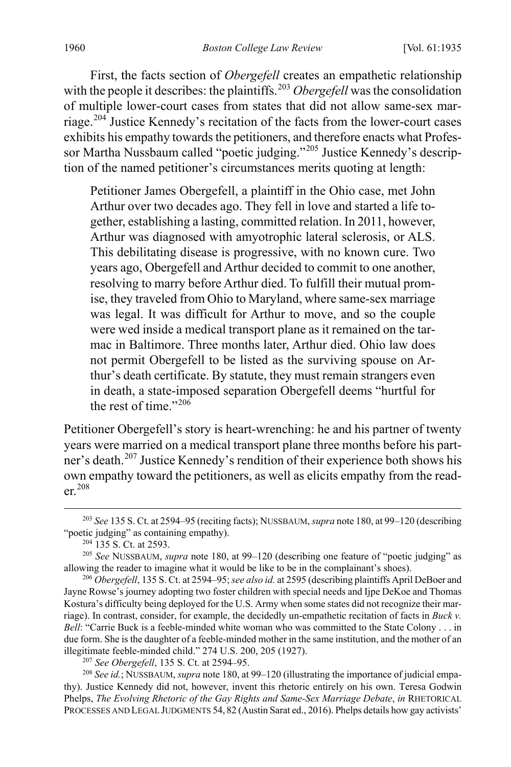First, the facts section of *Obergefell* creates an empathetic relationship with the people it describes: the plaintiffs.[203] *Obergefell* was the consolidation of multiple lower-court cases from states that did not allow same-sex marriage.[204] Justice Kennedy's recitation of the facts from the lower-court cases exhibits his empathy towards the petitioners, and therefore enacts what Professor Martha Nussbaum called "poetic judging."[205] Justice Kennedy's description of the named petitioner's circumstances merits quoting at length:

> Petitioner James Obergefell, a plaintiff in the Ohio case, met John Arthur over two decades ago. They fell in love and started a life together, establishing a lasting, committed relation. In 2011, however, Arthur was diagnosed with amyotrophic lateral sclerosis, or ALS. This debilitating disease is progressive, with no known cure. Two years ago, Obergefell and Arthur decided to commit to one another, resolving to marry before Arthur died. To fulfill their mutual promise, they traveled from Ohio to Maryland, where same-sex marriage was legal. It was difficult for Arthur to move, and so the couple were wed inside a medical transport plane as it remained on the tarmac in Baltimore. Three months later, Arthur died. Ohio law does not permit Obergefell to be listed as the surviving spouse on Arthur's death certificate. By statute, they must remain strangers even in death, a state-imposed separation Obergefell deems "hurtful for the rest of time."[206]

Petitioner Obergefell's story is heart-wrenching: he and his partner of twenty years were married on a medical transport plane three months before his partner's death.[207] Justice Kennedy's rendition of their experience both shows his own empathy toward the petitioners, as well as elicits empathy from the reader.[208]

---

[203] *See* 135 S. Ct. at 2594–95 (reciting facts); NUSSBAUM, *supra* note 180, at 99–120 (describing "poetic judging" as containing empathy).

[204] 135 S. Ct. at 2593.

[205] *See* NUSSBAUM, *supra* note 180, at 99–120 (describing one feature of "poetic judging" as allowing the reader to imagine what it would be like to be in the complainant's shoes).

[206] *Obergefell*, 135 S. Ct. at 2594–95; *see also id.* at 2595 (describing plaintiffs April DeBoer and Jayne Rowse's journey adopting two foster children with special needs and Ijpe DeKoe and Thomas Kostura's difficulty being deployed for the U.S. Army when some states did not recognize their marriage). In contrast, consider, for example, the decidedly un-empathetic recitation of facts in *Buck v. Bell*: "Carrie Buck is a feeble-minded white woman who was committed to the State Colony . . . in due form. She is the daughter of a feeble-minded mother in the same institution, and the mother of an illegitimate feeble-minded child." 274 U.S. 200, 205 (1927).

[207] *See Obergefell*, 135 S. Ct. at 2594–95.

[208] *See id.*; NUSSBAUM, *supra* note 180, at 99–120 (illustrating the importance of judicial empathy). Justice Kennedy did not, however, invent this rhetoric entirely on his own. Teresa Godwin Phelps, *The Evolving Rhetoric of the Gay Rights and Same-Sex Marriage Debate*, *in* RHETORICAL PROCESSES AND LEGAL JUDGMENTS 54, 82 (Austin Sarat ed., 2016). Phelps details how gay activists'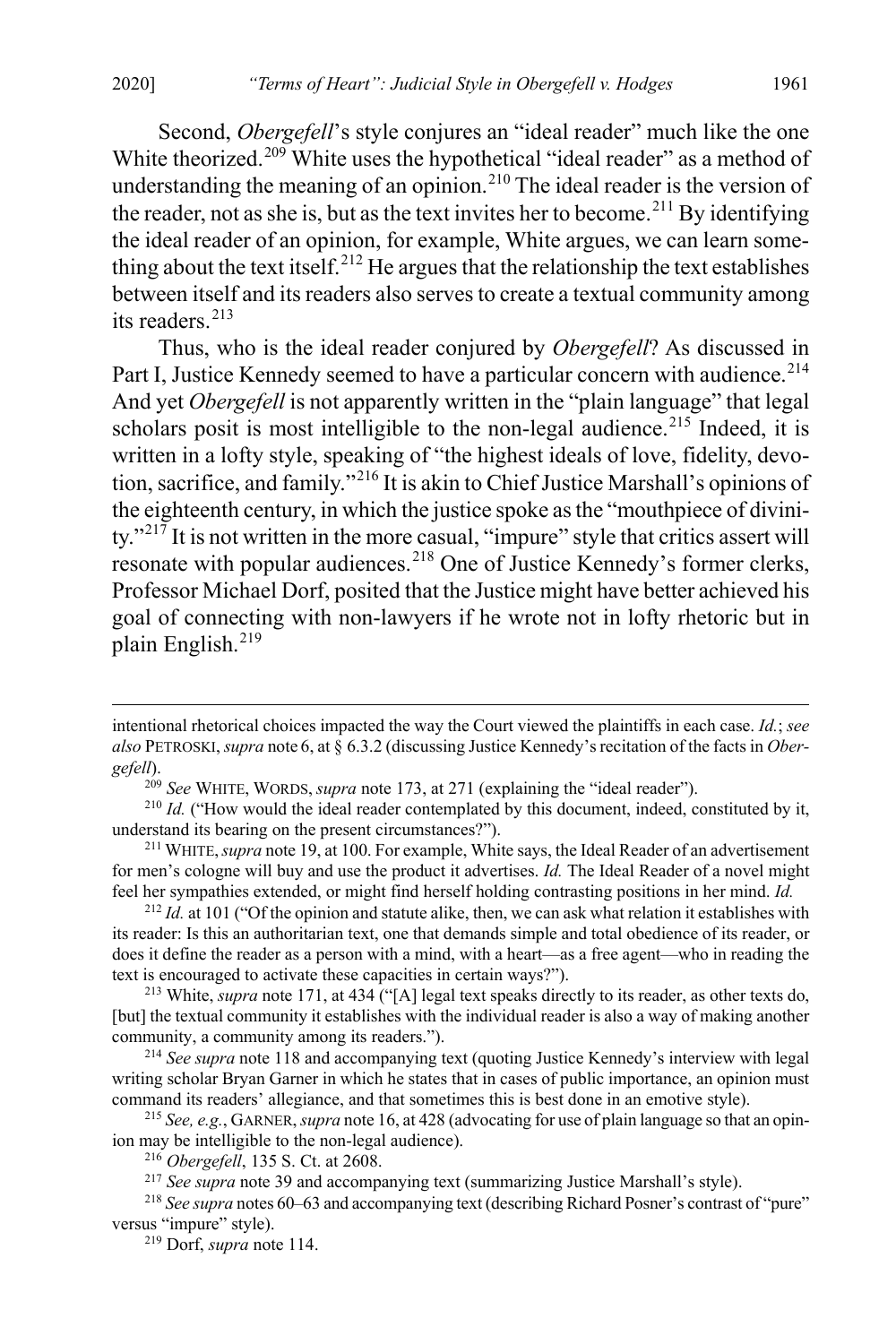Second, *Obergefell*'s style conjures an "ideal reader" much like the one White theorized.[209] White uses the hypothetical "ideal reader" as a method of understanding the meaning of an opinion.[210] The ideal reader is the version of the reader, not as she is, but as the text invites her to become.[211] By identifying the ideal reader of an opinion, for example, White argues, we can learn something about the text itself.[212] He argues that the relationship the text establishes between itself and its readers also serves to create a textual community among its readers.[213]

Thus, who is the ideal reader conjured by *Obergefell*? As discussed in Part I, Justice Kennedy seemed to have a particular concern with audience.[214] And yet *Obergefell* is not apparently written in the "plain language" that legal scholars posit is most intelligible to the non-legal audience.[215] Indeed, it is written in a lofty style, speaking of "the highest ideals of love, fidelity, devotion, sacrifice, and family."[216] It is akin to Chief Justice Marshall's opinions of the eighteenth century, in which the justice spoke as the "mouthpiece of divinity."[217] It is not written in the more casual, "impure" style that critics assert will resonate with popular audiences.[218] One of Justice Kennedy's former clerks, Professor Michael Dorf, posited that the Justice might have better achieved his goal of connecting with non-lawyers if he wrote not in lofty rhetoric but in plain English.[219]

---

intentional rhetorical choices impacted the way the Court viewed the plaintiffs in each case. *Id.*; *see also* PETROSKI, *supra* note 6, at § 6.3.2 (discussing Justice Kennedy's recitation of the facts in *Obergefell*).

[209] *See* WHITE, WORDS, *supra* note 173, at 271 (explaining the "ideal reader").

[210] *Id.* ("How would the ideal reader contemplated by this document, indeed, constituted by it, understand its bearing on the present circumstances?").

[211] WHITE, *supra* note 19, at 100. For example, White says, the Ideal Reader of an advertisement for men's cologne will buy and use the product it advertises. *Id.* The Ideal Reader of a novel might feel her sympathies extended, or might find herself holding contrasting positions in her mind. *Id.*

[212] *Id.* at 101 ("Of the opinion and statute alike, then, we can ask what relation it establishes with its reader: Is this an authoritarian text, one that demands simple and total obedience of its reader, or does it define the reader as a person with a mind, with a heart—as a free agent—who in reading the text is encouraged to activate these capacities in certain ways?").

[213] White, *supra* note 171, at 434 ("[A] legal text speaks directly to its reader, as other texts do, [but] the textual community it establishes with the individual reader is also a way of making another community, a community among its readers.").

[214] *See supra* note 118 and accompanying text (quoting Justice Kennedy's interview with legal writing scholar Bryan Garner in which he states that in cases of public importance, an opinion must command its readers' allegiance, and that sometimes this is best done in an emotive style).

[215] *See, e.g.*, GARNER, *supra* note 16, at 428 (advocating for use of plain language so that an opinion may be intelligible to the non-legal audience).

[216] *Obergefell*, 135 S. Ct. at 2608.

[217] *See supra* note 39 and accompanying text (summarizing Justice Marshall's style).

[218] *See supra* notes 60–63 and accompanying text (describing Richard Posner's contrast of "pure" versus "impure" style).

[219] Dorf, *supra* note 114.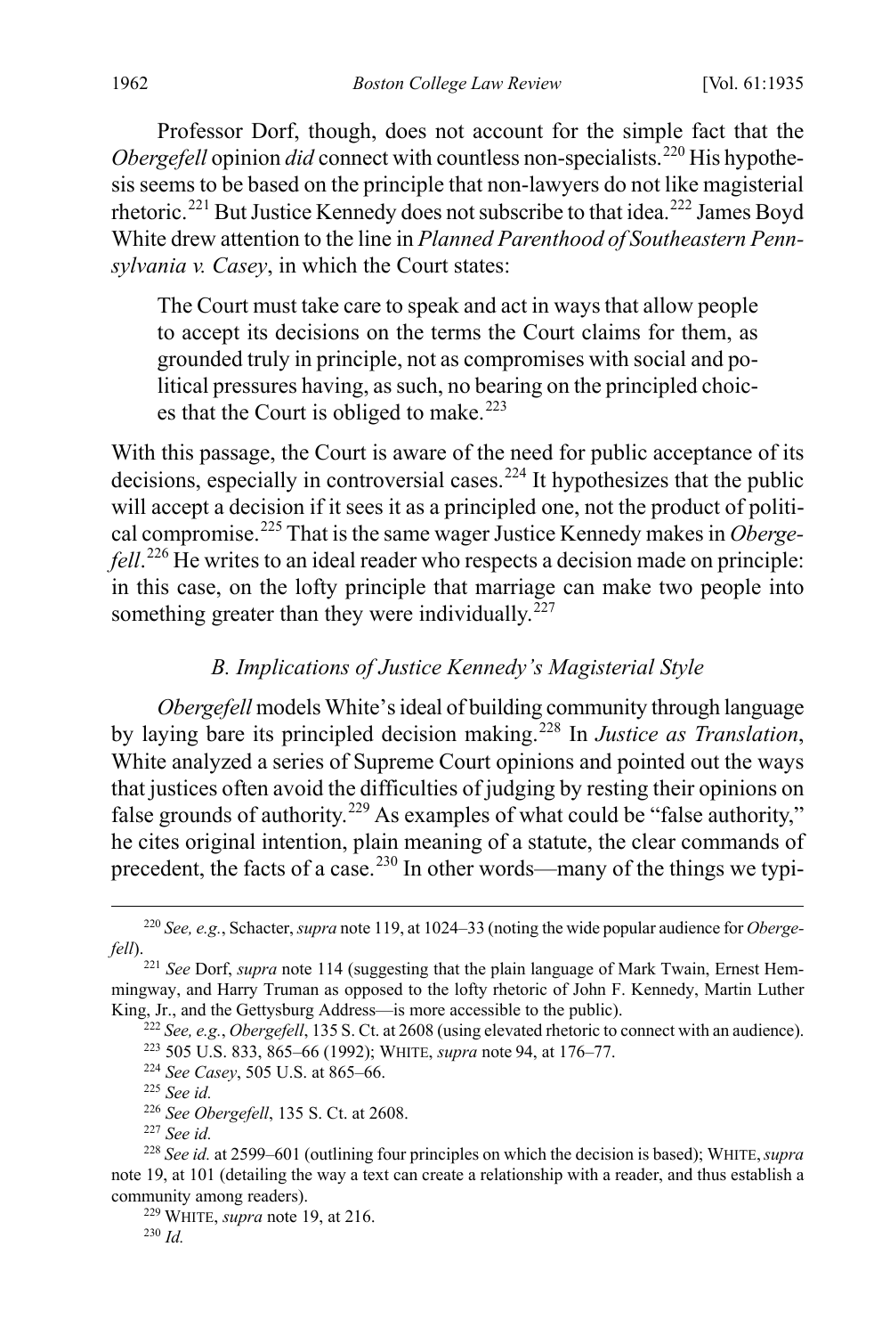Professor Dorf, though, does not account for the simple fact that the *Obergefell* opinion *did* connect with countless non-specialists.[220] His hypothesis seems to be based on the principle that non-lawyers do not like magisterial rhetoric.[221] But Justice Kennedy does not subscribe to that idea.[222] James Boyd White drew attention to the line in *Planned Parenthood of Southeastern Pennsylvania v. Casey*, in which the Court states:

> The Court must take care to speak and act in ways that allow people to accept its decisions on the terms the Court claims for them, as grounded truly in principle, not as compromises with social and political pressures having, as such, no bearing on the principled choices that the Court is obliged to make.[223]

With this passage, the Court is aware of the need for public acceptance of its decisions, especially in controversial cases.[224] It hypothesizes that the public will accept a decision if it sees it as a principled one, not the product of political compromise.[225] That is the same wager Justice Kennedy makes in *Obergefell*.[226] He writes to an ideal reader who respects a decision made on principle: in this case, on the lofty principle that marriage can make two people into something greater than they were individually.[227]

### *B. Implications of Justice Kennedy's Magisterial Style*

*Obergefell* models White's ideal of building community through language by laying bare its principled decision making.[228] In *Justice as Translation*, White analyzed a series of Supreme Court opinions and pointed out the ways that justices often avoid the difficulties of judging by resting their opinions on false grounds of authority.[229] As examples of what could be "false authority," he cites original intention, plain meaning of a statute, the clear commands of precedent, the facts of a case.[230] In other words—many of the things we typi-

---

[220] *See, e.g.*, Schacter, *supra* note 119, at 1024–33 (noting the wide popular audience for *Obergefell*).

[221] *See* Dorf, *supra* note 114 (suggesting that the plain language of Mark Twain, Ernest Hemmingway, and Harry Truman as opposed to the lofty rhetoric of John F. Kennedy, Martin Luther King, Jr., and the Gettysburg Address—is more accessible to the public).

[222] *See, e.g.*, *Obergefell*, 135 S. Ct. at 2608 (using elevated rhetoric to connect with an audience).

[223] 505 U.S. 833, 865–66 (1992); WHITE, *supra* note 94, at 176–77.

[224] *See Casey*, 505 U.S. at 865–66.

[225] *See id.*

[226] *See Obergefell*, 135 S. Ct. at 2608.

[227] *See id.*

[228] *See id.* at 2599–601 (outlining four principles on which the decision is based); WHITE, *supra* note 19, at 101 (detailing the way a text can create a relationship with a reader, and thus establish a community among readers).

[229] WHITE, *supra* note 19, at 216.

[230] *Id.*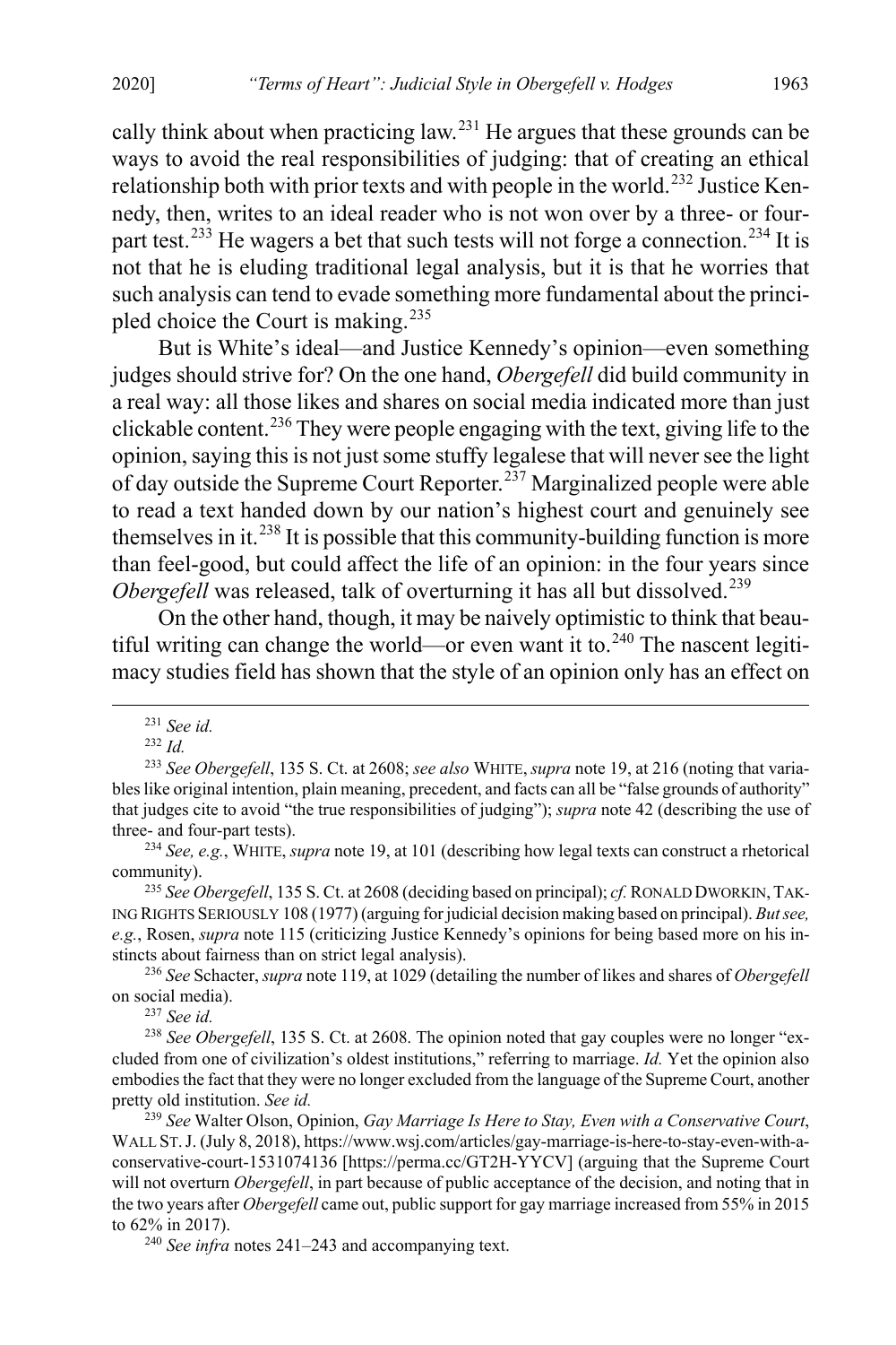cally think about when practicing law.[231] He argues that these grounds can be ways to avoid the real responsibilities of judging: that of creating an ethical relationship both with prior texts and with people in the world.[232] Justice Kennedy, then, writes to an ideal reader who is not won over by a three- or four-part test.[233] He wagers a bet that such tests will not forge a connection.[234] It is not that he is eluding traditional legal analysis, but it is that he worries that such analysis can tend to evade something more fundamental about the principled choice the Court is making.[235]

But is White's ideal—and Justice Kennedy's opinion—even something judges should strive for? On the one hand, *Obergefell* did build community in a real way: all those likes and shares on social media indicated more than just clickable content.[236] They were people engaging with the text, giving life to the opinion, saying this is not just some stuffy legalese that will never see the light of day outside the Supreme Court Reporter.[237] Marginalized people were able to read a text handed down by our nation's highest court and genuinely see themselves in it.[238] It is possible that this community-building function is more than feel-good, but could affect the life of an opinion: in the four years since *Obergefell* was released, talk of overturning it has all but dissolved.[239]

On the other hand, though, it may be naively optimistic to think that beautiful writing can change the world—or even want it to.[240] The nascent legitimacy studies field has shown that the style of an opinion only has an effect on

---

[231] *See id.*

[232] *Id.*

[233] *See Obergefell*, 135 S. Ct. at 2608; *see also* WHITE, *supra* note 19, at 216 (noting that variables like original intention, plain meaning, precedent, and facts can all be "false grounds of authority" that judges cite to avoid "the true responsibilities of judging"); *supra* note 42 (describing the use of three- and four-part tests).

[234] *See, e.g.*, WHITE, *supra* note 19, at 101 (describing how legal texts can construct a rhetorical community).

[235] *See Obergefell*, 135 S. Ct. at 2608 (deciding based on principal); *cf.* RONALD DWORKIN, TAKING RIGHTS SERIOUSLY 108 (1977) (arguing for judicial decision making based on principal). *But see, e.g.*, Rosen, *supra* note 115 (criticizing Justice Kennedy's opinions for being based more on his instincts about fairness than on strict legal analysis).

[236] *See* Schacter, *supra* note 119, at 1029 (detailing the number of likes and shares of *Obergefell* on social media).

[237] *See id.*

[238] *See Obergefell*, 135 S. Ct. at 2608. The opinion noted that gay couples were no longer "excluded from one of civilization's oldest institutions," referring to marriage. *Id.* Yet the opinion also embodies the fact that they were no longer excluded from the language of the Supreme Court, another pretty old institution. *See id.*

[239] *See* Walter Olson, Opinion, *Gay Marriage Is Here to Stay, Even with a Conservative Court*, WALL ST. J. (July 8, 2018), https://www.wsj.com/articles/gay-marriage-is-here-to-stay-even-with-a-conservative-court-1531074136 [https://perma.cc/GT2H-YYCV] (arguing that the Supreme Court will not overturn *Obergefell*, in part because of public acceptance of the decision, and noting that in the two years after *Obergefell* came out, public support for gay marriage increased from 55% in 2015 to 62% in 2017).

[240] *See infra* notes 241–243 and accompanying text.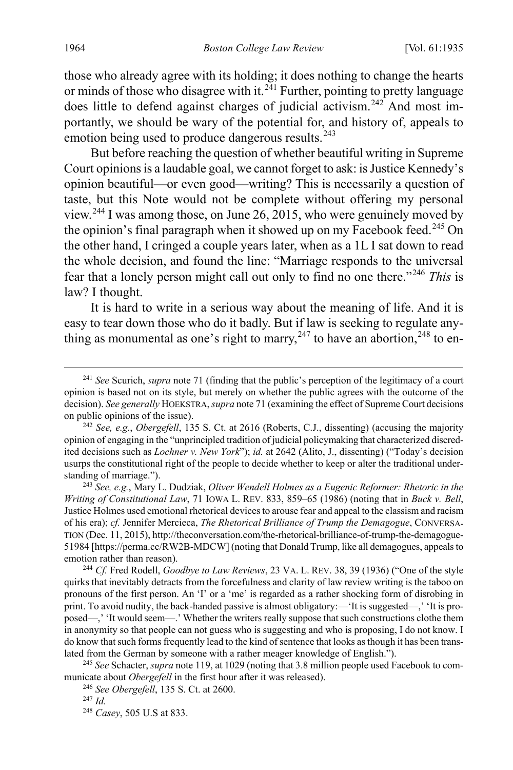those who already agree with its holding; it does nothing to change the hearts or minds of those who disagree with it.[241] Further, pointing to pretty language does little to defend against charges of judicial activism.[242] And most importantly, we should be wary of the potential for, and history of, appeals to emotion being used to produce dangerous results.[243]

But before reaching the question of whether beautiful writing in Supreme Court opinions is a laudable goal, we cannot forget to ask: is Justice Kennedy's opinion beautiful—or even good—writing? This is necessarily a question of taste, but this Note would not be complete without offering my personal view.[244] I was among those, on June 26, 2015, who were genuinely moved by the opinion's final paragraph when it showed up on my Facebook feed.[245] On the other hand, I cringed a couple years later, when as a 1L I sat down to read the whole decision, and found the line: "Marriage responds to the universal fear that a lonely person might call out only to find no one there."[246] *This* is law? I thought.

It is hard to write in a serious way about the meaning of life. And it is easy to tear down those who do it badly. But if law is seeking to regulate anything as monumental as one's right to marry,[247] to have an abortion,[248] to en-

---

[241] *See* Scurich, *supra* note 71 (finding that the public's perception of the legitimacy of a court opinion is based not on its style, but merely on whether the public agrees with the outcome of the decision). *See generally* HOEKSTRA, *supra* note 71 (examining the effect of Supreme Court decisions on public opinions of the issue).

[242] *See, e.g.*, *Obergefell*, 135 S. Ct. at 2616 (Roberts, C.J., dissenting) (accusing the majority opinion of engaging in the "unprincipled tradition of judicial policymaking that characterized discredited decisions such as *Lochner v. New York*"); *id.* at 2642 (Alito, J., dissenting) ("Today's decision usurps the constitutional right of the people to decide whether to keep or alter the traditional understanding of marriage.").

[243] *See, e.g.*, Mary L. Dudziak, *Oliver Wendell Holmes as a Eugenic Reformer: Rhetoric in the Writing of Constitutional Law*, 71 IOWA L. REV. 833, 859–65 (1986) (noting that in *Buck v. Bell*, Justice Holmes used emotional rhetorical devices to arouse fear and appeal to the classism and racism of his era); *cf.* Jennifer Mercieca, *The Rhetorical Brilliance of Trump the Demagogue*, CONVERSATION (Dec. 11, 2015), http://theconversation.com/the-rhetorical-brilliance-of-trump-the-demagogue-51984 [https://perma.cc/RW2B-MDCW] (noting that Donald Trump, like all demagogues, appeals to emotion rather than reason).

[244] *Cf.* Fred Rodell, *Goodbye to Law Reviews*, 23 VA. L. REV. 38, 39 (1936) ("One of the style quirks that inevitably detracts from the forcefulness and clarity of law review writing is the taboo on pronouns of the first person. An 'I' or a 'me' is regarded as a rather shocking form of disrobing in print. To avoid nudity, the back-handed passive is almost obligatory:—'It is suggested—,' 'It is proposed—,' 'It would seem—.' Whether the writers really suppose that such constructions clothe them in anonymity so that people can not guess who is suggesting and who is proposing, I do not know. I do know that such forms frequently lead to the kind of sentence that looks as though it has been translated from the German by someone with a rather meager knowledge of English.").

[245] *See* Schacter, *supra* note 119, at 1029 (noting that 3.8 million people used Facebook to communicate about *Obergefell* in the first hour after it was released).

[246] *See Obergefell*, 135 S. Ct. at 2600.

[247] *Id.*

[248] *Casey*, 505 U.S at 833.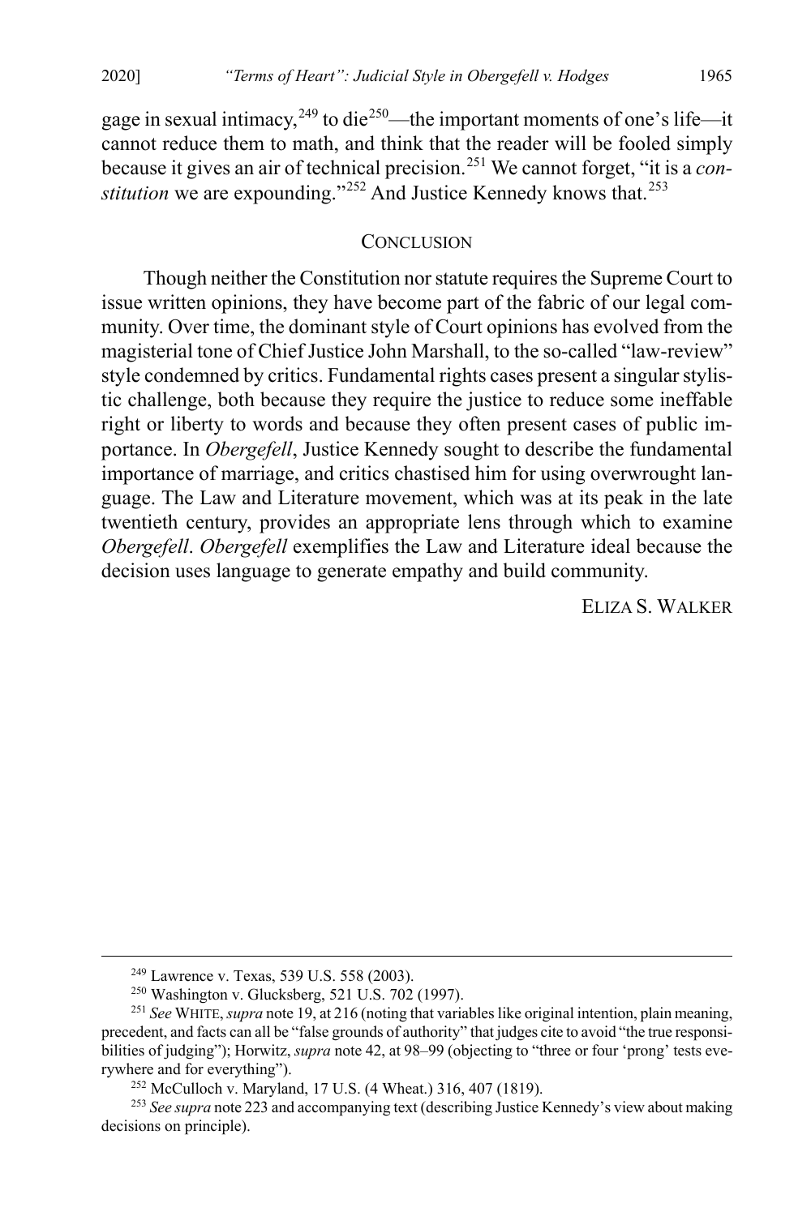gage in sexual intimacy,[249] to die[250]—the important moments of one's life—it cannot reduce them to math, and think that the reader will be fooled simply because it gives an air of technical precision.[251] We cannot forget, "it is a *constitution* we are expounding."[252] And Justice Kennedy knows that.[253]

## CONCLUSION

Though neither the Constitution nor statute requires the Supreme Court to issue written opinions, they have become part of the fabric of our legal community. Over time, the dominant style of Court opinions has evolved from the magisterial tone of Chief Justice John Marshall, to the so-called "law-review" style condemned by critics. Fundamental rights cases present a singular stylistic challenge, both because they require the justice to reduce some ineffable right or liberty to words and because they often present cases of public importance. In *Obergefell*, Justice Kennedy sought to describe the fundamental importance of marriage, and critics chastised him for using overwrought language. The Law and Literature movement, which was at its peak in the late twentieth century, provides an appropriate lens through which to examine *Obergefell*. *Obergefell* exemplifies the Law and Literature ideal because the decision uses language to generate empathy and build community.

ELIZA S. WALKER

---

[249] Lawrence v. Texas, 539 U.S. 558 (2003).

[250] Washington v. Glucksberg, 521 U.S. 702 (1997).

[251] *See* WHITE, *supra* note 19, at 216 (noting that variables like original intention, plain meaning, precedent, and facts can all be "false grounds of authority" that judges cite to avoid "the true responsibilities of judging"); Horwitz, *supra* note 42, at 98–99 (objecting to "three or four 'prong' tests everywhere and for everything").

[252] McCulloch v. Maryland, 17 U.S. (4 Wheat.) 316, 407 (1819).

[253] *See supra* note 223 and accompanying text (describing Justice Kennedy's view about making decisions on principle).